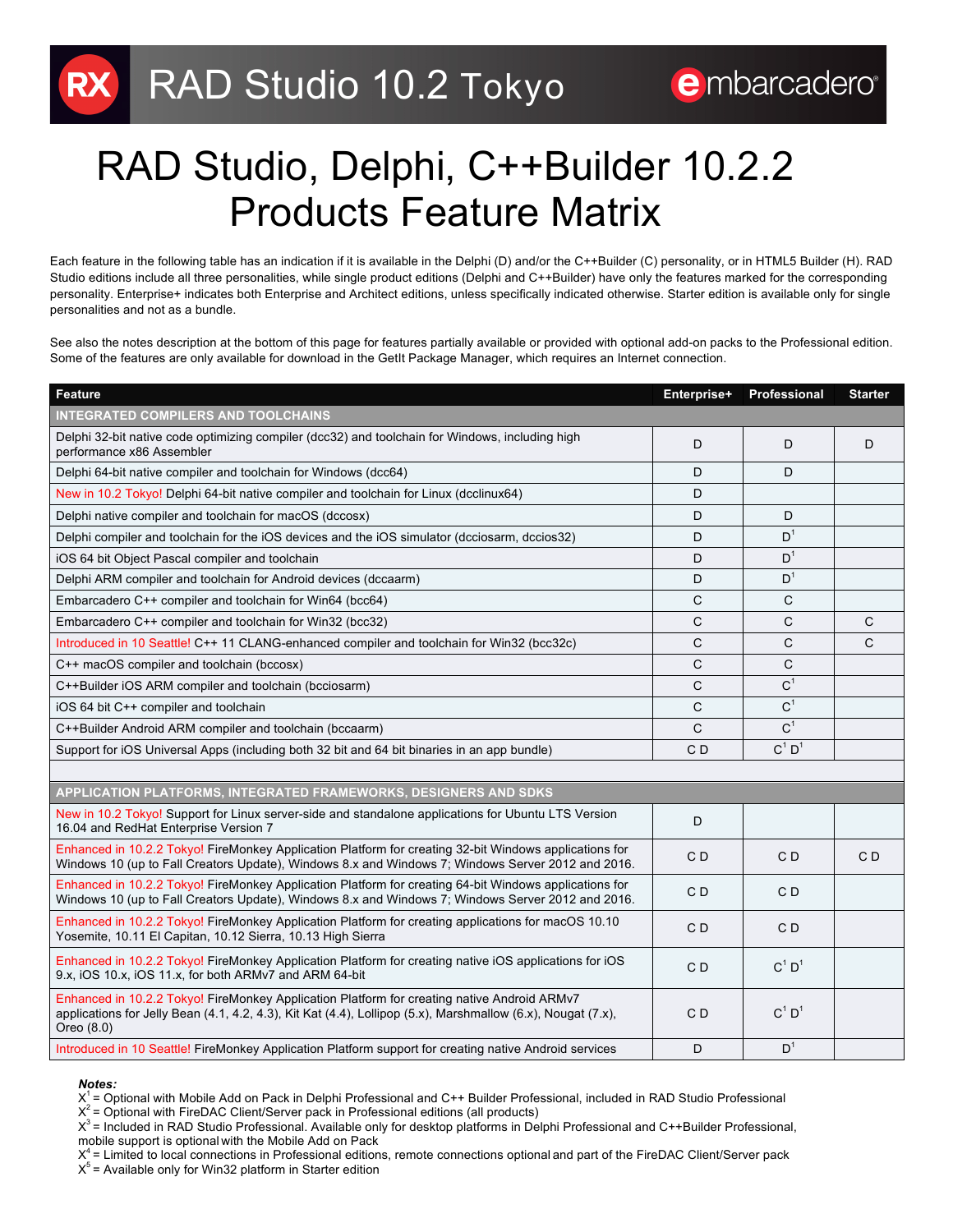# RAD Studio 10.2 Tokyo

# RAD Studio, Delphi, C++Builder 10.2.2 Products Feature Matrix

Each feature in the following table has an indication if it is available in the Delphi (D) and/or the C++Builder (C) personality, or in HTML5 Builder (H). RAD Studio editions include all three personalities, while single product editions (Delphi and C++Builder) have only the features marked for the corresponding personality. Enterprise+ indicates both Enterprise and Architect editions, unless specifically indicated otherwise. Starter edition is available only for single personalities and not as a bundle.

See also the notes description at the bottom of this page for features partially available or provided with optional add-on packs to the Professional edition. Some of the features are only available for download in the GetIt Package Manager, which requires an Internet connection.

| Feature | Enterprise+ | Professional | Starter |
|---|---|---|---|
| **INTEGRATED COMPILERS AND TOOLCHAINS** | | | |
| Delphi 32-bit native code optimizing compiler (dcc32) and toolchain for Windows, including high performance x86 Assembler | D | D | D |
| Delphi 64-bit native compiler and toolchain for Windows (dcc64) | D | D | |
| New in 10.2 Tokyo! Delphi 64-bit native compiler and toolchain for Linux (dcclinux64) | D | | |
| Delphi native compiler and toolchain for macOS (dccosx) | D | D | |
| Delphi compiler and toolchain for the iOS devices and the iOS simulator (dcciosarm, dccios32) | D | D[1] | |
| iOS 64 bit Object Pascal compiler and toolchain | D | D[1] | |
| Delphi ARM compiler and toolchain for Android devices (dccaarm) | D | D[1] | |
| Embarcadero C++ compiler and toolchain for Win64 (bcc64) | C | C | |
| Embarcadero C++ compiler and toolchain for Win32 (bcc32) | C | C | C |
| Introduced in 10 Seattle! C++ 11 CLANG-enhanced compiler and toolchain for Win32 (bcc32c) | C | C | C |
| C++ macOS compiler and toolchain (bccosx) | C | C | |
| C++Builder iOS ARM compiler and toolchain (bcciosarm) | C | C[1] | |
| iOS 64 bit C++ compiler and toolchain | C | C[1] | |
| C++Builder Android ARM compiler and toolchain (bccaarm) | C | C[1] | |
| Support for iOS Universal Apps (including both 32 bit and 64 bit binaries in an app bundle) | C D | C[1] D[1] | |
| | | | |
| **APPLICATION PLATFORMS, INTEGRATED FRAMEWORKS, DESIGNERS AND SDKS** | | | |
| New in 10.2 Tokyo! Support for Linux server-side and standalone applications for Ubuntu LTS Version 16.04 and RedHat Enterprise Version 7 | D | | |
| Enhanced in 10.2.2 Tokyo! FireMonkey Application Platform for creating 32-bit Windows applications for Windows 10 (up to Fall Creators Update), Windows 8.x and Windows 7; Windows Server 2012 and 2016. | C D | C D | C D |
| Enhanced in 10.2.2 Tokyo! FireMonkey Application Platform for creating 64-bit Windows applications for Windows 10 (up to Fall Creators Update), Windows 8.x and Windows 7; Windows Server 2012 and 2016. | C D | C D | |
| Enhanced in 10.2.2 Tokyo! FireMonkey Application Platform for creating applications for macOS 10.10 Yosemite, 10.11 El Capitan, 10.12 Sierra, 10.13 High Sierra | C D | C D | |
| Enhanced in 10.2.2 Tokyo! FireMonkey Application Platform for creating native iOS applications for iOS 9.x, iOS 10.x, iOS 11.x, for both ARMv7 and ARM 64-bit | C D | C[1] D[1] | |
| Enhanced in 10.2.2 Tokyo! FireMonkey Application Platform for creating native Android ARMv7 applications for Jelly Bean (4.1, 4.2, 4.3), Kit Kat (4.4), Lollipop (5.x), Marshmallow (6.x), Nougat (7.x), Oreo (8.0) | C D | C[1] D[1] | |
| Introduced in 10 Seattle! FireMonkey Application Platform support for creating native Android services | D | D[1] | |

***Notes:***

X[1] = Optional with Mobile Add on Pack in Delphi Professional and C++ Builder Professional, included in RAD Studio Professional
X[2] = Optional with FireDAC Client/Server pack in Professional editions (all products)
X[3] = Included in RAD Studio Professional. Available only for desktop platforms in Delphi Professional and C++Builder Professional, mobile support is optional with the Mobile Add on Pack
X[4] = Limited to local connections in Professional editions, remote connections optional and part of the FireDAC Client/Server pack
X[5] = Available only for Win32 platform in Starter edition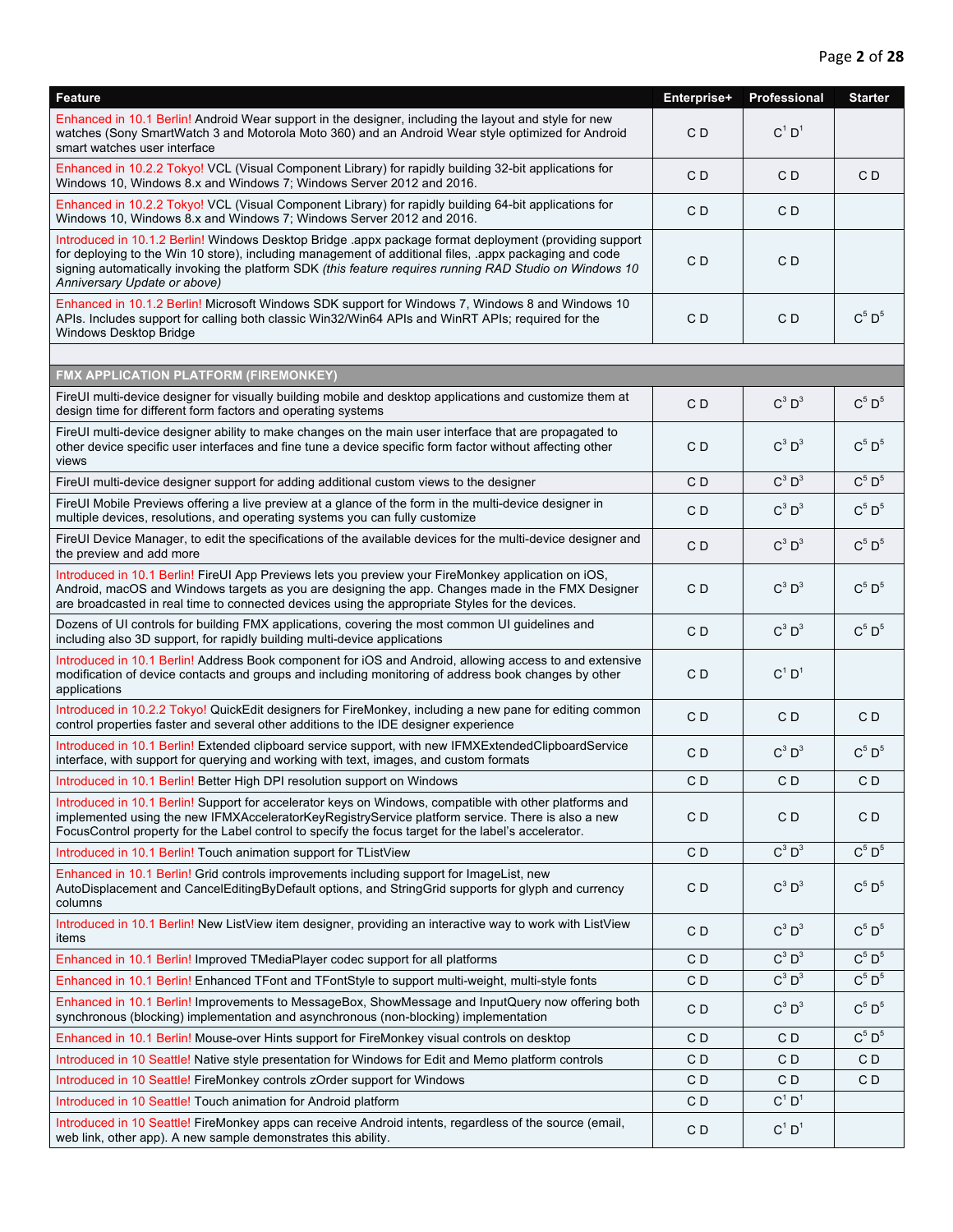| Feature | Enterprise+ | Professional | Starter |
|---|---|---|---|
| Enhanced in 10.1 Berlin! Android Wear support in the designer, including the layout and style for new watches (Sony SmartWatch 3 and Motorola Moto 360) and an Android Wear style optimized for Android smart watches user interface | C D | C[1] D[1] | |
| Enhanced in 10.2.2 Tokyo! VCL (Visual Component Library) for rapidly building 32-bit applications for Windows 10, Windows 8.x and Windows 7; Windows Server 2012 and 2016. | C D | C D | C D |
| Enhanced in 10.2.2 Tokyo! VCL (Visual Component Library) for rapidly building 64-bit applications for Windows 10, Windows 8.x and Windows 7; Windows Server 2012 and 2016. | C D | C D | |
| Introduced in 10.1.2 Berlin! Windows Desktop Bridge .appx package format deployment (providing support for deploying to the Win 10 store), including management of additional files, .appx packaging and code signing automatically invoking the platform SDK *(this feature requires running RAD Studio on Windows 10 Anniversary Update or above)* | C D | C D | |
| Enhanced in 10.1.2 Berlin! Microsoft Windows SDK support for Windows 7, Windows 8 and Windows 10 APIs. Includes support for calling both classic Win32/Win64 APIs and WinRT APIs; required for the Windows Desktop Bridge | C D | C D | C[5] D[5] |
| | | | |
| **FMX APPLICATION PLATFORM (FIREMONKEY)** | | | |
| FireUI multi-device designer for visually building mobile and desktop applications and customize them at design time for different form factors and operating systems | C D | C[3] D[3] | C[5] D[5] |
| FireUI multi-device designer ability to make changes on the main user interface that are propagated to other device specific user interfaces and fine tune a device specific form factor without affecting other views | C D | C[3] D[3] | C[5] D[5] |
| FireUI multi-device designer support for adding additional custom views to the designer | C D | C[3] D[3] | C[5] D[5] |
| FireUI Mobile Previews offering a live preview at a glance of the form in the multi-device designer in multiple devices, resolutions, and operating systems you can fully customize | C D | C[3] D[3] | C[5] D[5] |
| FireUI Device Manager, to edit the specifications of the available devices for the multi-device designer and the preview and add more | C D | C[3] D[3] | C[5] D[5] |
| Introduced in 10.1 Berlin! FireUI App Previews lets you preview your FireMonkey application on iOS, Android, macOS and Windows targets as you are designing the app. Changes made in the FMX Designer are broadcasted in real time to connected devices using the appropriate Styles for the devices. | C D | C[3] D[3] | C[5] D[5] |
| Dozens of UI controls for building FMX applications, covering the most common UI guidelines and including also 3D support, for rapidly building multi-device applications | C D | C[3] D[3] | C[5] D[5] |
| Introduced in 10.1 Berlin! Address Book component for iOS and Android, allowing access to and extensive modification of device contacts and groups and including monitoring of address book changes by other applications | C D | C[1] D[1] | |
| Introduced in 10.2.2 Tokyo! QuickEdit designers for FireMonkey, including a new pane for editing common control properties faster and several other additions to the IDE designer experience | C D | C D | C D |
| Introduced in 10.1 Berlin! Extended clipboard service support, with new IFMXExtendedClipboardService interface, with support for querying and working with text, images, and custom formats | C D | C[3] D[3] | C[5] D[5] |
| Introduced in 10.1 Berlin! Better High DPI resolution support on Windows | C D | C D | C D |
| Introduced in 10.1 Berlin! Support for accelerator keys on Windows, compatible with other platforms and implemented using the new IFMXAcceleratorKeyRegistryService platform service. There is also a new FocusControl property for the Label control to specify the focus target for the label's accelerator. | C D | C D | C D |
| Introduced in 10.1 Berlin! Touch animation support for TListView | C D | C[3] D[3] | C[5] D[5] |
| Enhanced in 10.1 Berlin! Grid controls improvements including support for ImageList, new AutoDisplacement and CancelEditingByDefault options, and StringGrid supports for glyph and currency columns | C D | C[3] D[3] | C[5] D[5] |
| Introduced in 10.1 Berlin! New ListView item designer, providing an interactive way to work with ListView items | C D | C[3] D[3] | C[5] D[5] |
| Enhanced in 10.1 Berlin! Improved TMediaPlayer codec support for all platforms | C D | C[3] D[3] | C[5] D[5] |
| Enhanced in 10.1 Berlin! Enhanced TFont and TFontStyle to support multi-weight, multi-style fonts | C D | C[3] D[3] | C[5] D[5] |
| Enhanced in 10.1 Berlin! Improvements to MessageBox, ShowMessage and InputQuery now offering both synchronous (blocking) implementation and asynchronous (non-blocking) implementation | C D | C[3] D[3] | C[5] D[5] |
| Enhanced in 10.1 Berlin! Mouse-over Hints support for FireMonkey visual controls on desktop | C D | C D | C[5] D[5] |
| Introduced in 10 Seattle! Native style presentation for Windows for Edit and Memo platform controls | C D | C D | C D |
| Introduced in 10 Seattle! FireMonkey controls zOrder support for Windows | C D | C D | C D |
| Introduced in 10 Seattle! Touch animation for Android platform | C D | C[1] D[1] | |
| Introduced in 10 Seattle! FireMonkey apps can receive Android intents, regardless of the source (email, web link, other app). A new sample demonstrates this ability. | C D | C[1] D[1] | |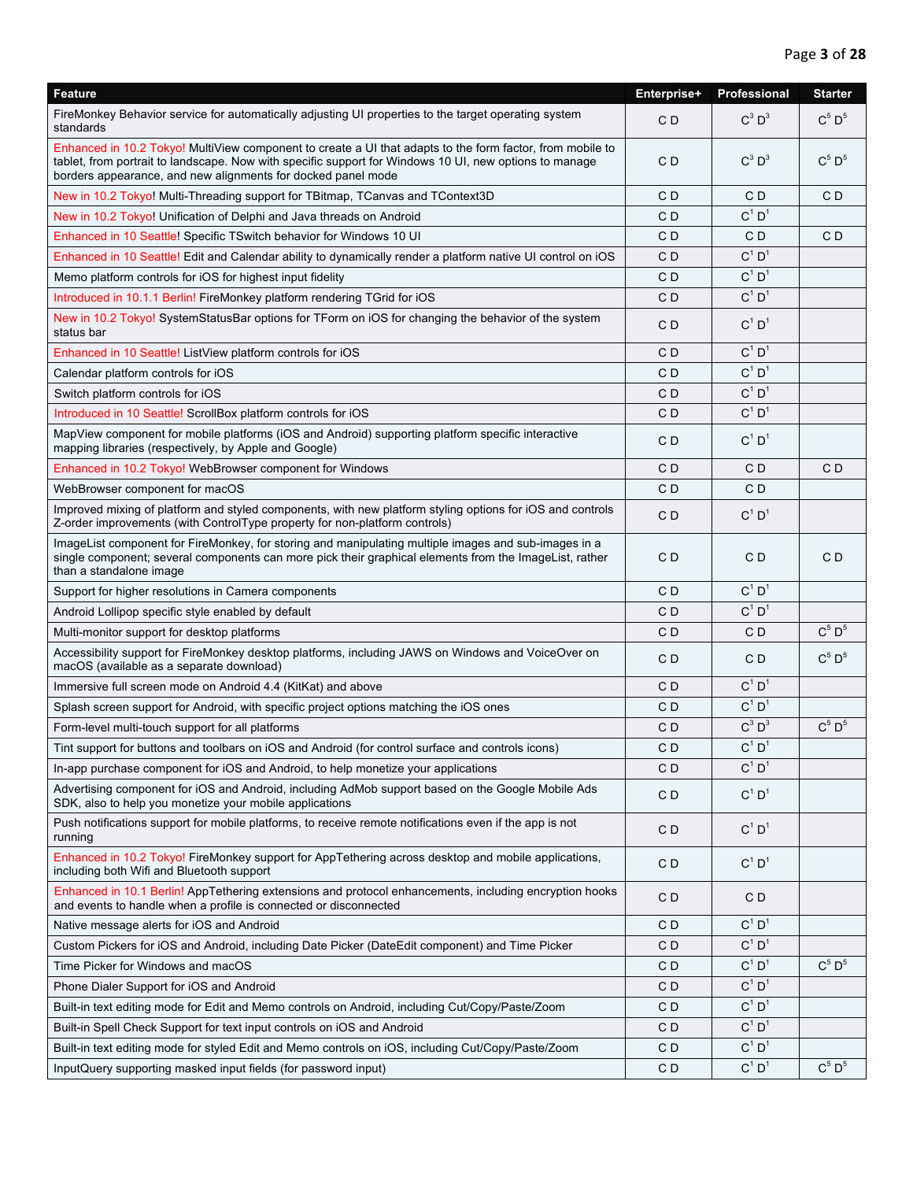| Feature | Enterprise+ | Professional | Starter |
|---|---|---|---|
| FireMonkey Behavior service for automatically adjusting UI properties to the target operating system standards | C D | C[3] D[3] | C[5] D[5] |
| Enhanced in 10.2 Tokyo! MultiView component to create a UI that adapts to the form factor, from mobile to tablet, from portrait to landscape. Now with specific support for Windows 10 UI, new options to manage borders appearance, and new alignments for docked panel mode | C D | C[3] D[3] | C[5] D[5] |
| New in 10.2 Tokyo! Multi-Threading support for TBitmap, TCanvas and TContext3D | C D | C D | C D |
| New in 10.2 Tokyo! Unification of Delphi and Java threads on Android | C D | C[1] D[1] | |
| Enhanced in 10 Seattle! Specific TSwitch behavior for Windows 10 UI | C D | C D | C D |
| Enhanced in 10 Seattle! Edit and Calendar ability to dynamically render a platform native UI control on iOS | C D | C[1] D[1] | |
| Memo platform controls for iOS for highest input fidelity | C D | C[1] D[1] | |
| Introduced in 10.1.1 Berlin! FireMonkey platform rendering TGrid for iOS | C D | C[1] D[1] | |
| New in 10.2 Tokyo! SystemStatusBar options for TForm on iOS for changing the behavior of the system status bar | C D | C[1] D[1] | |
| Enhanced in 10 Seattle! ListView platform controls for iOS | C D | C[1] D[1] | |
| Calendar platform controls for iOS | C D | C[1] D[1] | |
| Switch platform controls for iOS | C D | C[1] D[1] | |
| Introduced in 10 Seattle! ScrollBox platform controls for iOS | C D | C[1] D[1] | |
| MapView component for mobile platforms (iOS and Android) supporting platform specific interactive mapping libraries (respectively, by Apple and Google) | C D | C[1] D[1] | |
| Enhanced in 10.2 Tokyo! WebBrowser component for Windows | C D | C D | C D |
| WebBrowser component for macOS | C D | C D | |
| Improved mixing of platform and styled components, with new platform styling options for iOS and controls Z-order improvements (with ControlType property for non-platform controls) | C D | C[1] D[1] | |
| ImageList component for FireMonkey, for storing and manipulating multiple images and sub-images in a single component; several components can more pick their graphical elements from the ImageList, rather than a standalone image | C D | C D | C D |
| Support for higher resolutions in Camera components | C D | C[1] D[1] | |
| Android Lollipop specific style enabled by default | C D | C[1] D[1] | |
| Multi-monitor support for desktop platforms | C D | C D | C[5] D[5] |
| Accessibility support for FireMonkey desktop platforms, including JAWS on Windows and VoiceOver on macOS (available as a separate download) | C D | C D | C[5] D[5] |
| Immersive full screen mode on Android 4.4 (KitKat) and above | C D | C[1] D[1] | |
| Splash screen support for Android, with specific project options matching the iOS ones | C D | C[1] D[1] | |
| Form-level multi-touch support for all platforms | C D | C[3] D[3] | C[5] D[5] |
| Tint support for buttons and toolbars on iOS and Android (for control surface and controls icons) | C D | C[1] D[1] | |
| In-app purchase component for iOS and Android, to help monetize your applications | C D | C[1] D[1] | |
| Advertising component for iOS and Android, including AdMob support based on the Google Mobile Ads SDK, also to help you monetize your mobile applications | C D | C[1] D[1] | |
| Push notifications support for mobile platforms, to receive remote notifications even if the app is not running | C D | C[1] D[1] | |
| Enhanced in 10.2 Tokyo! FireMonkey support for AppTethering across desktop and mobile applications, including both Wifi and Bluetooth support | C D | C[1] D[1] | |
| Enhanced in 10.1 Berlin! AppTethering extensions and protocol enhancements, including encryption hooks and events to handle when a profile is connected or disconnected | C D | C D | |
| Native message alerts for iOS and Android | C D | C[1] D[1] | |
| Custom Pickers for iOS and Android, including Date Picker (DateEdit component) and Time Picker | C D | C[1] D[1] | |
| Time Picker for Windows and macOS | C D | C[1] D[1] | C[5] D[5] |
| Phone Dialer Support for iOS and Android | C D | C[1] D[1] | |
| Built-in text editing mode for Edit and Memo controls on Android, including Cut/Copy/Paste/Zoom | C D | C[1] D[1] | |
| Built-in Spell Check Support for text input controls on iOS and Android | C D | C[1] D[1] | |
| Built-in text editing mode for styled Edit and Memo controls on iOS, including Cut/Copy/Paste/Zoom | C D | C[1] D[1] | |
| InputQuery supporting masked input fields (for password input) | C D | C[1] D[1] | C[5] D[5] |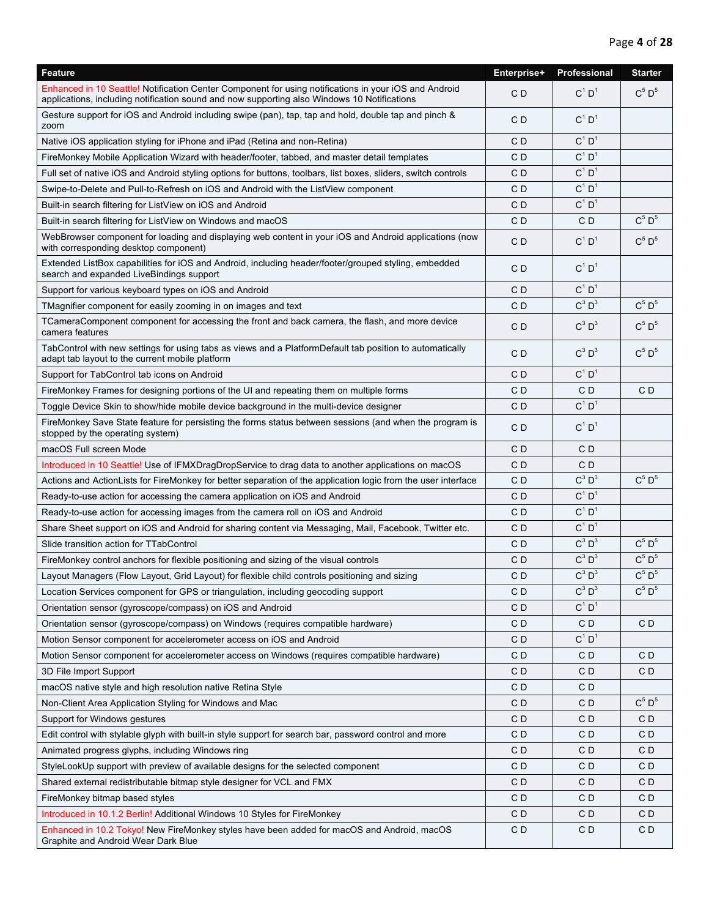| Feature | Enterprise+ | Professional | Starter |
|---|---|---|---|
| Enhanced in 10 Seattle! Notification Center Component for using notifications in your iOS and Android applications, including notification sound and now supporting also Windows 10 Notifications | C D | C[1] D[1] | C[5] D[5] |
| Gesture support for iOS and Android including swipe (pan), tap, tap and hold, double tap and pinch & zoom | C D | C[1] D[1] | |
| Native iOS application styling for iPhone and iPad (Retina and non-Retina) | C D | C[1] D[1] | |
| FireMonkey Mobile Application Wizard with header/footer, tabbed, and master detail templates | C D | C[1] D[1] | |
| Full set of native iOS and Android styling options for buttons, toolbars, list boxes, sliders, switch controls | C D | C[1] D[1] | |
| Swipe-to-Delete and Pull-to-Refresh on iOS and Android with the ListView component | C D | C[1] D[1] | |
| Built-in search filtering for ListView on iOS and Android | C D | C[1] D[1] | |
| Built-in search filtering for ListView on Windows and macOS | C D | C D | C[5] D[5] |
| WebBrowser component for loading and displaying web content in your iOS and Android applications (now with corresponding desktop component) | C D | C[1] D[1] | C[5] D[5] |
| Extended ListBox capabilities for iOS and Android, including header/footer/grouped styling, embedded search and expanded LiveBindings support | C D | C[1] D[1] | |
| Support for various keyboard types on iOS and Android | C D | C[1] D[1] | |
| TMagnifier component for easily zooming in on images and text | C D | C[3] D[3] | C[5] D[5] |
| TCameraComponent component for accessing the front and back camera, the flash, and more device camera features | C D | C[3] D[3] | C[5] D[5] |
| TabControl with new settings for using tabs as views and a PlatformDefault tab position to automatically adapt tab layout to the current mobile platform | C D | C[3] D[3] | C[5] D[5] |
| Support for TabControl tab icons on Android | C D | C[1] D[1] | |
| FireMonkey Frames for designing portions of the UI and repeating them on multiple forms | C D | C D | C D |
| Toggle Device Skin to show/hide mobile device background in the multi-device designer | C D | C[1] D[1] | |
| FireMonkey Save State feature for persisting the forms status between sessions (and when the program is stopped by the operating system) | C D | C[1] D[1] | |
| macOS Full screen Mode | C D | C D | |
| Introduced in 10 Seattle! Use of IFMXDragDropService to drag data to another applications on macOS | C D | C D | |
| Actions and ActionLists for FireMonkey for better separation of the application logic from the user interface | C D | C[3] D[3] | C[5] D[5] |
| Ready-to-use action for accessing the camera application on iOS and Android | C D | C[1] D[1] | |
| Ready-to-use action for accessing images from the camera roll on iOS and Android | C D | C[1] D[1] | |
| Share Sheet support on iOS and Android for sharing content via Messaging, Mail, Facebook, Twitter etc. | C D | C[1] D[1] | |
| Slide transition action for TTabControl | C D | C[3] D[3] | C[5] D[5] |
| FireMonkey control anchors for flexible positioning and sizing of the visual controls | C D | C[3] D[3] | C[5] D[5] |
| Layout Managers (Flow Layout, Grid Layout) for flexible child controls positioning and sizing | C D | C[3] D[3] | C[5] D[5] |
| Location Services component for GPS or triangulation, including geocoding support | C D | C[3] D[3] | C[5] D[5] |
| Orientation sensor (gyroscope/compass) on iOS and Android | C D | C[1] D[1] | |
| Orientation sensor (gyroscope/compass) on Windows (requires compatible hardware) | C D | C D | C D |
| Motion Sensor component for accelerometer access on iOS and Android | C D | C[1] D[1] | |
| Motion Sensor component for accelerometer access on Windows (requires compatible hardware) | C D | C D | C D |
| 3D File Import Support | C D | C D | C D |
| macOS native style and high resolution native Retina Style | C D | C D | |
| Non-Client Area Application Styling for Windows and Mac | C D | C D | C[5] D[5] |
| Support for Windows gestures | C D | C D | C D |
| Edit control with stylable glyph with built-in style support for search bar, password control and more | C D | C D | C D |
| Animated progress glyphs, including Windows ring | C D | C D | C D |
| StyleLookUp support with preview of available designs for the selected component | C D | C D | C D |
| Shared external redistributable bitmap style designer for VCL and FMX | C D | C D | C D |
| FireMonkey bitmap based styles | C D | C D | C D |
| Introduced in 10.1.2 Berlin! Additional Windows 10 Styles for FireMonkey | C D | C D | C D |
| Enhanced in 10.2 Tokyo! New FireMonkey styles have been added for macOS and Android, macOS Graphite and Android Wear Dark Blue | C D | C D | C D |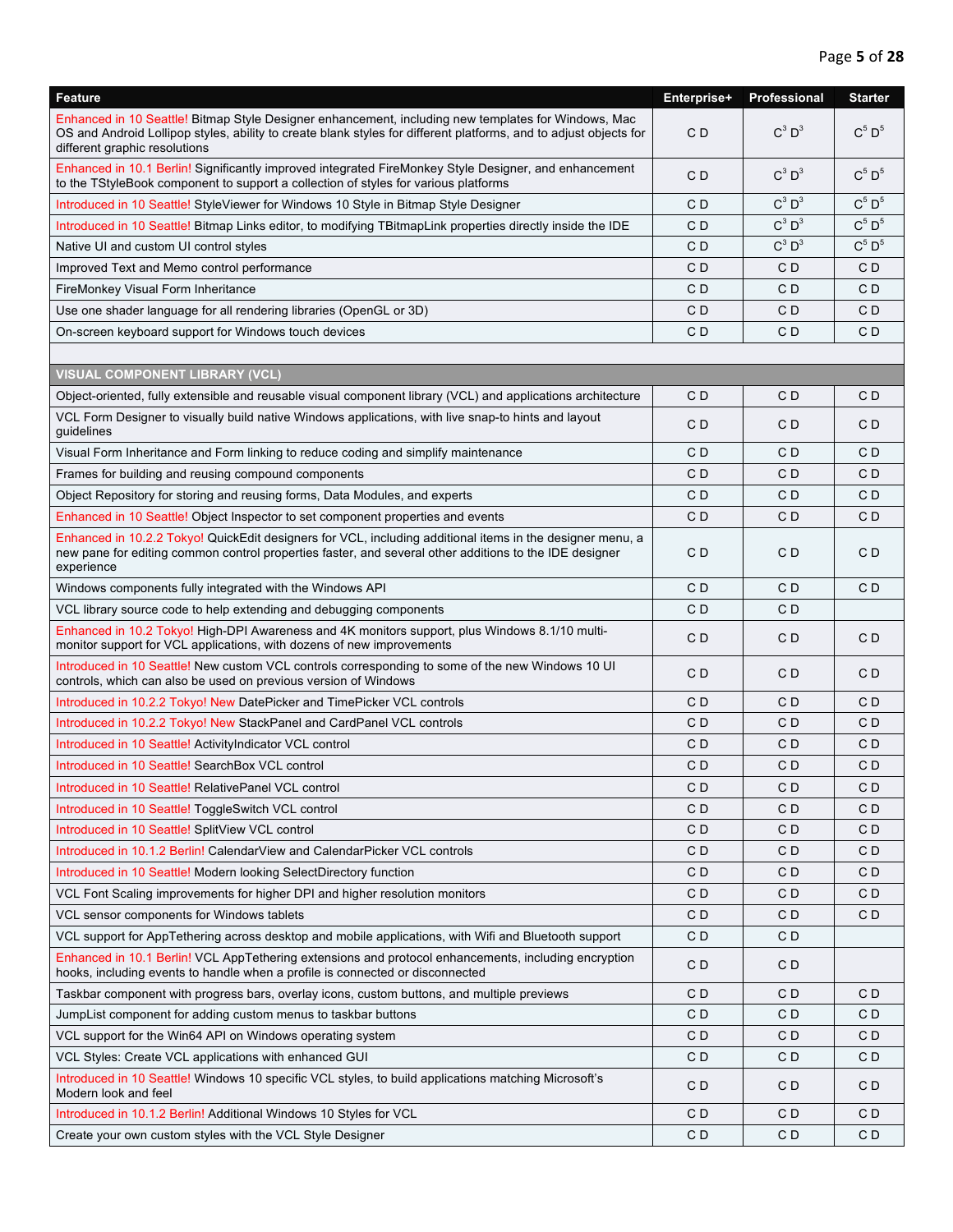| Feature | Enterprise+ | Professional | Starter |
|---|---|---|---|
| Enhanced in 10 Seattle! Bitmap Style Designer enhancement, including new templates for Windows, Mac OS and Android Lollipop styles, ability to create blank styles for different platforms, and to adjust objects for different graphic resolutions | C D | $C^3$ $D^3$ | $C^5$ $D^5$ |
| Enhanced in 10.1 Berlin! Significantly improved integrated FireMonkey Style Designer, and enhancement to the TStyleBook component to support a collection of styles for various platforms | C D | $C^3$ $D^3$ | $C^5$ $D^5$ |
| Introduced in 10 Seattle! StyleViewer for Windows 10 Style in Bitmap Style Designer | C D | $C^3$ $D^3$ | $C^5$ $D^5$ |
| Introduced in 10 Seattle! Bitmap Links editor, to modifying TBitmapLink properties directly inside the IDE | C D | $C^3$ $D^3$ | $C^5$ $D^5$ |
| Native UI and custom UI control styles | C D | $C^3$ $D^3$ | $C^5$ $D^5$ |
| Improved Text and Memo control performance | C D | C D | C D |
| FireMonkey Visual Form Inheritance | C D | C D | C D |
| Use one shader language for all rendering libraries (OpenGL or 3D) | C D | C D | C D |
| On-screen keyboard support for Windows touch devices | C D | C D | C D |
| | | | |
| **VISUAL COMPONENT LIBRARY (VCL)** | | | |
| Object-oriented, fully extensible and reusable visual component library (VCL) and applications architecture | C D | C D | C D |
| VCL Form Designer to visually build native Windows applications, with live snap-to hints and layout guidelines | C D | C D | C D |
| Visual Form Inheritance and Form linking to reduce coding and simplify maintenance | C D | C D | C D |
| Frames for building and reusing compound components | C D | C D | C D |
| Object Repository for storing and reusing forms, Data Modules, and experts | C D | C D | C D |
| Enhanced in 10 Seattle! Object Inspector to set component properties and events | C D | C D | C D |
| Enhanced in 10.2.2 Tokyo! QuickEdit designers for VCL, including additional items in the designer menu, a new pane for editing common control properties faster, and several other additions to the IDE designer experience | C D | C D | C D |
| Windows components fully integrated with the Windows API | C D | C D | C D |
| VCL library source code to help extending and debugging components | C D | C D | |
| Enhanced in 10.2 Tokyo! High-DPI Awareness and 4K monitors support, plus Windows 8.1/10 multi-monitor support for VCL applications, with dozens of new improvements | C D | C D | C D |
| Introduced in 10 Seattle! New custom VCL controls corresponding to some of the new Windows 10 UI controls, which can also be used on previous version of Windows | C D | C D | C D |
| Introduced in 10.2.2 Tokyo! New DatePicker and TimePicker VCL controls | C D | C D | C D |
| Introduced in 10.2.2 Tokyo! New StackPanel and CardPanel VCL controls | C D | C D | C D |
| Introduced in 10 Seattle! ActivityIndicator VCL control | C D | C D | C D |
| Introduced in 10 Seattle! SearchBox VCL control | C D | C D | C D |
| Introduced in 10 Seattle! RelativePanel VCL control | C D | C D | C D |
| Introduced in 10 Seattle! ToggleSwitch VCL control | C D | C D | C D |
| Introduced in 10 Seattle! SplitView VCL control | C D | C D | C D |
| Introduced in 10.1.2 Berlin! CalendarView and CalendarPicker VCL controls | C D | C D | C D |
| Introduced in 10 Seattle! Modern looking SelectDirectory function | C D | C D | C D |
| VCL Font Scaling improvements for higher DPI and higher resolution monitors | C D | C D | C D |
| VCL sensor components for Windows tablets | C D | C D | C D |
| VCL support for AppTethering across desktop and mobile applications, with Wifi and Bluetooth support | C D | C D | |
| Enhanced in 10.1 Berlin! VCL AppTethering extensions and protocol enhancements, including encryption hooks, including events to handle when a profile is connected or disconnected | C D | C D | |
| Taskbar component with progress bars, overlay icons, custom buttons, and multiple previews | C D | C D | C D |
| JumpList component for adding custom menus to taskbar buttons | C D | C D | C D |
| VCL support for the Win64 API on Windows operating system | C D | C D | C D |
| VCL Styles: Create VCL applications with enhanced GUI | C D | C D | C D |
| Introduced in 10 Seattle! Windows 10 specific VCL styles, to build applications matching Microsoft's Modern look and feel | C D | C D | C D |
| Introduced in 10.1.2 Berlin! Additional Windows 10 Styles for VCL | C D | C D | C D |
| Create your own custom styles with the VCL Style Designer | C D | C D | C D |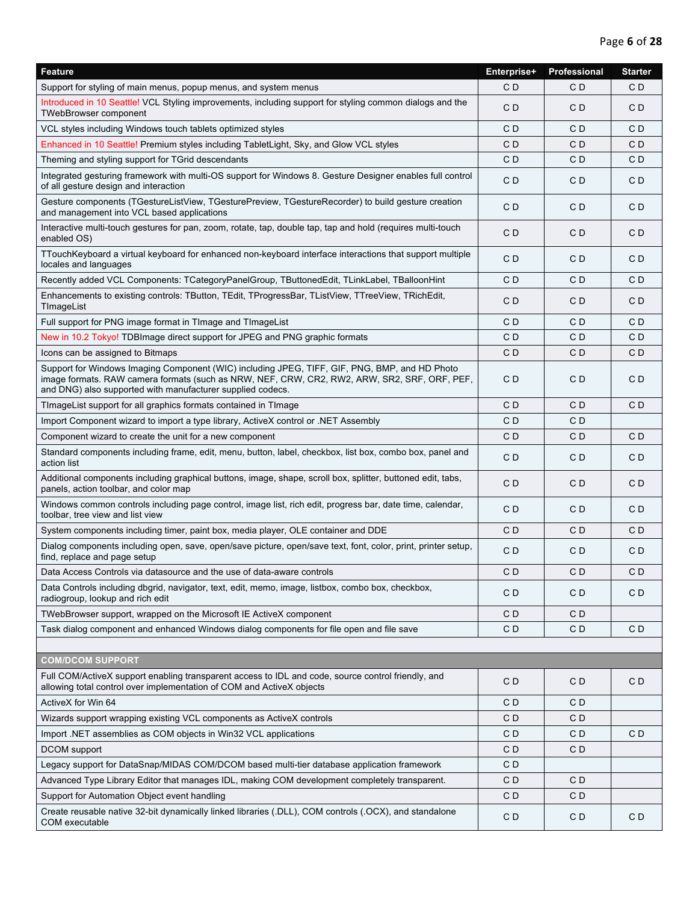| Feature | Enterprise+ | Professional | Starter |
|---|---|---|---|
| Support for styling of main menus, popup menus, and system menus | C D | C D | C D |
| Introduced in 10 Seattle! VCL Styling improvements, including support for styling common dialogs and the TWebBrowser component | C D | C D | C D |
| VCL styles including Windows touch tablets optimized styles | C D | C D | C D |
| Enhanced in 10 Seattle! Premium styles including TabletLight, Sky, and Glow VCL styles | C D | C D | C D |
| Theming and styling support for TGrid descendants | C D | C D | C D |
| Integrated gesturing framework with multi-OS support for Windows 8. Gesture Designer enables full control of all gesture design and interaction | C D | C D | C D |
| Gesture components (TGestureListView, TGesturePreview, TGestureRecorder) to build gesture creation and management into VCL based applications | C D | C D | C D |
| Interactive multi-touch gestures for pan, zoom, rotate, tap, double tap, tap and hold (requires multi-touch enabled OS) | C D | C D | C D |
| TTouchKeyboard a virtual keyboard for enhanced non-keyboard interface interactions that support multiple locales and languages | C D | C D | C D |
| Recently added VCL Components: TCategoryPanelGroup, TButtonedEdit, TLinkLabel, TBalloonHint | C D | C D | C D |
| Enhancements to existing controls: TButton, TEdit, TProgressBar, TListView, TTreeView, TRichEdit, TImageList | C D | C D | C D |
| Full support for PNG image format in TImage and TImageList | C D | C D | C D |
| New in 10.2 Tokyo! TDBImage direct support for JPEG and PNG graphic formats | C D | C D | C D |
| Icons can be assigned to Bitmaps | C D | C D | C D |
| Support for Windows Imaging Component (WIC) including JPEG, TIFF, GIF, PNG, BMP, and HD Photo image formats. RAW camera formats (such as NRW, NEF, CRW, CR2, RW2, ARW, SR2, SRF, ORF, PEF, and DNG) also supported with manufacturer supplied codecs. | C D | C D | C D |
| TImageList support for all graphics formats contained in TImage | C D | C D | C D |
| Import Component wizard to import a type library, ActiveX control or .NET Assembly | C D | C D | |
| Component wizard to create the unit for a new component | C D | C D | C D |
| Standard components including frame, edit, menu, button, label, checkbox, list box, combo box, panel and action list | C D | C D | C D |
| Additional components including graphical buttons, image, shape, scroll box, splitter, buttoned edit, tabs, panels, action toolbar, and color map | C D | C D | C D |
| Windows common controls including page control, image list, rich edit, progress bar, date time, calendar, toolbar, tree view and list view | C D | C D | C D |
| System components including timer, paint box, media player, OLE container and DDE | C D | C D | C D |
| Dialog components including open, save, open/save picture, open/save text, font, color, print, printer setup, find, replace and page setup | C D | C D | C D |
| Data Access Controls via datasource and the use of data-aware controls | C D | C D | C D |
| Data Controls including dbgrid, navigator, text, edit, memo, image, listbox, combo box, checkbox, radiogroup, lookup and rich edit | C D | C D | C D |
| TWebBrowser support, wrapped on the Microsoft IE ActiveX component | C D | C D | |
| Task dialog component and enhanced Windows dialog components for file open and file save | C D | C D | C D |
| | | | |
| **COM/DCOM SUPPORT** | | | |
| Full COM/ActiveX support enabling transparent access to IDL and code, source control friendly, and allowing total control over implementation of COM and ActiveX objects | C D | C D | C D |
| ActiveX for Win 64 | C D | C D | |
| Wizards support wrapping existing VCL components as ActiveX controls | C D | C D | |
| Import .NET assemblies as COM objects in Win32 VCL applications | C D | C D | C D |
| DCOM support | C D | C D | |
| Legacy support for DataSnap/MIDAS COM/DCOM based multi-tier database application framework | C D | | |
| Advanced Type Library Editor that manages IDL, making COM development completely transparent. | C D | C D | |
| Support for Automation Object event handling | C D | C D | |
| Create reusable native 32-bit dynamically linked libraries (.DLL), COM controls (.OCX), and standalone COM executable | C D | C D | C D |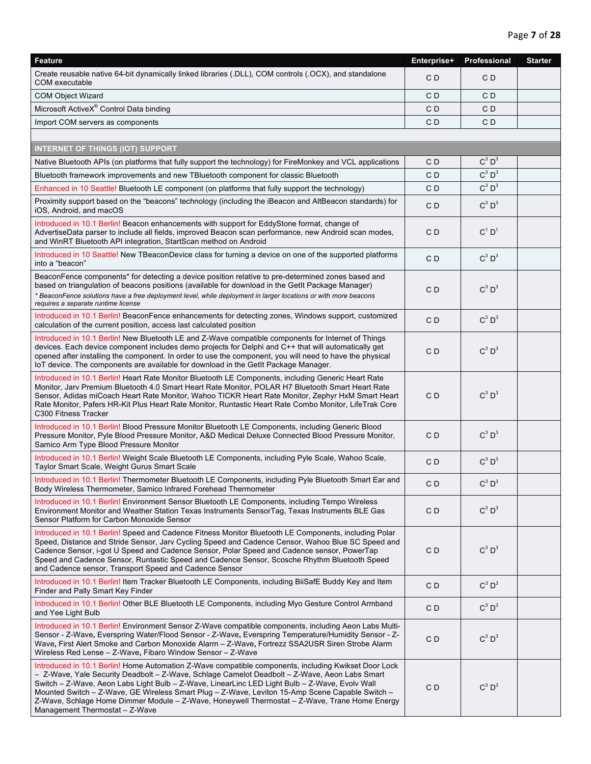| Feature | Enterprise+ | Professional | Starter |
|---|---|---|---|
| Create reusable native 64-bit dynamically linked libraries (.DLL), COM controls (.OCX), and standalone COM executable | C D | C D | |
| COM Object Wizard | C D | C D | |
| Microsoft ActiveX® Control Data binding | C D | C D | |
| Import COM servers as components | C D | C D | |
| | | | |
| **INTERNET OF THINGS (IOT) SUPPORT** | | | |
| Native Bluetooth APIs (on platforms that fully support the technology) for FireMonkey and VCL applications | C D | C[3] D[3] | |
| Bluetooth framework improvements and new TBluetooth component for classic Bluetooth | C D | C[3] D[3] | |
| Enhanced in 10 Seattle! Bluetooth LE component (on platforms that fully support the technology) | C D | C[3] D[3] | |
| Proximity support based on the "beacons" technology (including the iBeacon and AltBeacon standards) for iOS, Android, and macOS | C D | C[3] D[3] | |
| Introduced in 10.1 Berlin! Beacon enhancements with support for EddyStone format, change of AdvertiseData parser to include all fields, improved Beacon scan performance, new Android scan modes, and WinRT Bluetooth API integration, StartScan method on Android | C D | C[1] D[1] | |
| Introduced in 10 Seattle! New TBeaconDevice class for turning a device on one of the supported platforms into a "beacon" | C D | C[3] D[3] | |
| BeaconFence components* for detecting a device position relative to pre-determined zones based and based on triangulation of beacons positions (available for download in the GetIt Package Manager)<br>*\* BeaconFence solutions have a free deployment level, while deployment in larger locations or with more beacons requires a separate runtime license* | C D | C[3] D[3] | |
| Introduced in 10.1 Berlin! BeaconFence enhancements for detecting zones, Windows support, customized calculation of the current position, access last calculated position | C D | C[3] D[3] | |
| Introduced in 10.1 Berlin! New Bluetooth LE and Z-Wave compatible components for Internet of Things devices. Each device component includes demo projects for Delphi and C++ that will automatically get opened after installing the component. In order to use the component, you will need to have the physical IoT device. The components are available for download in the GetIt Package Manager. | C D | C[3] D[3] | |
| Introduced in 10.1 Berlin! Heart Rate Monitor Bluetooth LE Components, including Generic Heart Rate Monitor, Jarv Premium Bluetooth 4.0 Smart Heart Rate Monitor, POLAR H7 Bluetooth Smart Heart Rate Sensor, Adidas miCoach Heart Rate Monitor, Wahoo TICKR Heart Rate Monitor, Zephyr HxM Smart Heart Rate Monitor, Pafers HR-Kit Plus Heart Rate Monitor, Runtastic Heart Rate Combo Monitor, LifeTrak Core C300 Fitness Tracker | C D | C[3] D[3] | |
| Introduced in 10.1 Berlin! Blood Pressure Monitor Bluetooth LE Components, including Generic Blood Pressure Monitor, Pyle Blood Pressure Monitor, A&D Medical Deluxe Connected Blood Pressure Monitor, Samico Arm Type Blood Pressure Monitor | C D | C[3] D[3] | |
| Introduced in 10.1 Berlin! Weight Scale Bluetooth LE Components, including Pyle Scale, Wahoo Scale, Taylor Smart Scale, Weight Gurus Smart Scale | C D | C[3] D[3] | |
| Introduced in 10.1 Berlin! Thermometer Bluetooth LE Components, including Pyle Bluetooth Smart Ear and Body Wireless Thermometer, Samico Infrared Forehead Thermometer | C D | C[3] D[3] | |
| Introduced in 10.1 Berlin! Environment Sensor Bluetooth LE Components, including Tempo Wireless Environment Monitor and Weather Station Texas Instruments SensorTag, Texas Instruments BLE Gas Sensor Platform for Carbon Monoxide Sensor | C D | C[3] D[3] | |
| Introduced in 10.1 Berlin! Speed and Cadence Fitness Monitor Bluetooth LE Components, including Polar Speed, Distance and Stride Sensor, Jarv Cycling Speed and Cadence Censor, Wahoo Blue SC Speed and Cadence Sensor, i-got U Speed and Cadence Sensor, Polar Speed and Cadence sensor, PowerTap Speed and Cadence Sensor, Runtastic Speed and Cadence Sensor, Scosche Rhythm Bluetooth Speed and Cadence sensor, Transport Speed and Cadence Sensor | C D | C[3] D[3] | |
| Introduced in 10.1 Berlin! Item Tracker Bluetooth LE Components, including BiiSafE Buddy Key and Item Finder and Pally Smart Key Finder | C D | C[3] D[3] | |
| Introduced in 10.1 Berlin! Other BLE Bluetooth LE Components, including Myo Gesture Control Armband and Yee Light Bulb | C D | C[3] D[3] | |
| Introduced in 10.1 Berlin! Environment Sensor Z-Wave compatible components, including Aeon Labs Multi-Sensor - Z-Wave, Everspring Water/Flood Sensor - Z-Wave, Everspring Temperature/Humidity Sensor - Z-Wave, First Alert Smoke and Carbon Monoxide Alarm – Z-Wave, Fortrezz SSA2USR Siren Strobe Alarm Wireless Red Lense – Z-Wave, Fibaro Window Sensor – Z-Wave | C D | C[3] D[3] | |
| Introduced in 10.1 Berlin! Home Automation Z-Wave compatible components, including Kwikset Door Lock – Z-Wave, Yale Security Deadbolt – Z-Wave, Schlage Camelot Deadbolt – Z-Wave, Aeon Labs Smart Switch – Z-Wave, Aeon Labs Light Bulb – Z-Wave, LinearLinc LED Light Bulb – Z-Wave, Evolv Wall Mounted Switch – Z-Wave, GE Wireless Smart Plug – Z-Wave, Leviton 15-Amp Scene Capable Switch – Z-Wave, Schlage Home Dimmer Module – Z-Wave, Honeywell Thermostat – Z-Wave, Trane Home Energy Management Thermostat – Z-Wave | C D | C[3] D[3] | |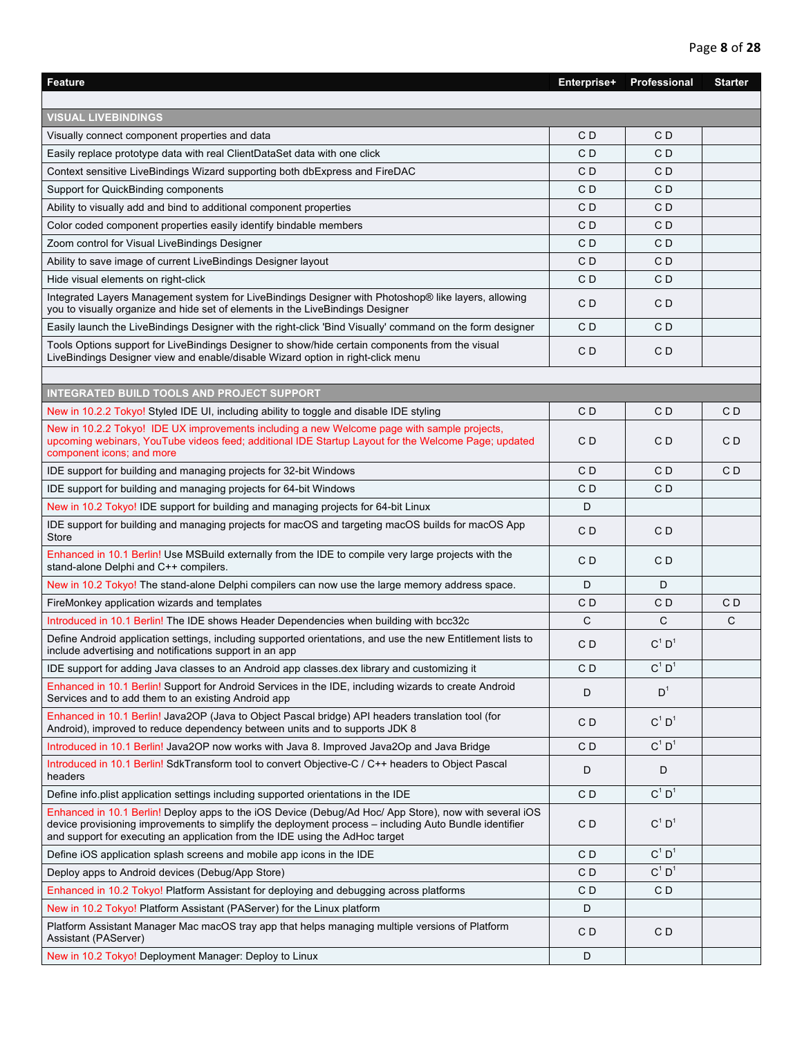| Feature | Enterprise+ | Professional | Starter |
|---|---|---|---|
| | | | |
| **VISUAL LIVEBINDINGS** | | | |
| Visually connect component properties and data | C D | C D | |
| Easily replace prototype data with real ClientDataSet data with one click | C D | C D | |
| Context sensitive LiveBindings Wizard supporting both dbExpress and FireDAC | C D | C D | |
| Support for QuickBinding components | C D | C D | |
| Ability to visually add and bind to additional component properties | C D | C D | |
| Color coded component properties easily identify bindable members | C D | C D | |
| Zoom control for Visual LiveBindings Designer | C D | C D | |
| Ability to save image of current LiveBindings Designer layout | C D | C D | |
| Hide visual elements on right-click | C D | C D | |
| Integrated Layers Management system for LiveBindings Designer with Photoshop® like layers, allowing you to visually organize and hide set of elements in the LiveBindings Designer | C D | C D | |
| Easily launch the LiveBindings Designer with the right-click 'Bind Visually' command on the form designer | C D | C D | |
| Tools Options support for LiveBindings Designer to show/hide certain components from the visual LiveBindings Designer view and enable/disable Wizard option in right-click menu | C D | C D | |
| | | | |
| **INTEGRATED BUILD TOOLS AND PROJECT SUPPORT** | | | |
| New in 10.2.2 Tokyo! Styled IDE UI, including ability to toggle and disable IDE styling | C D | C D | C D |
| New in 10.2.2 Tokyo! IDE UX improvements including a new Welcome page with sample projects, upcoming webinars, YouTube videos feed; additional IDE Startup Layout for the Welcome Page; updated component icons; and more | C D | C D | C D |
| IDE support for building and managing projects for 32-bit Windows | C D | C D | C D |
| IDE support for building and managing projects for 64-bit Windows | C D | C D | |
| New in 10.2 Tokyo! IDE support for building and managing projects for 64-bit Linux | D | | |
| IDE support for building and managing projects for macOS and targeting macOS builds for macOS App Store | C D | C D | |
| Enhanced in 10.1 Berlin! Use MSBuild externally from the IDE to compile very large projects with the stand-alone Delphi and C++ compilers. | C D | C D | |
| New in 10.2 Tokyo! The stand-alone Delphi compilers can now use the large memory address space. | D | D | |
| FireMonkey application wizards and templates | C D | C D | C D |
| Introduced in 10.1 Berlin! The IDE shows Header Dependencies when building with bcc32c | C | C | C |
| Define Android application settings, including supported orientations, and use the new Entitlement lists to include advertising and notifications support in an app | C D | C[1] D[1] | |
| IDE support for adding Java classes to an Android app classes.dex library and customizing it | C D | C[1] D[1] | |
| Enhanced in 10.1 Berlin! Support for Android Services in the IDE, including wizards to create Android Services and to add them to an existing Android app | D | D[1] | |
| Enhanced in 10.1 Berlin! Java2OP (Java to Object Pascal bridge) API headers translation tool (for Android), improved to reduce dependency between units and to supports JDK 8 | C D | C[1] D[1] | |
| Introduced in 10.1 Berlin! Java2OP now works with Java 8. Improved Java2Op and Java Bridge | C D | C[1] D[1] | |
| Introduced in 10.1 Berlin! SdkTransform tool to convert Objective-C / C++ headers to Object Pascal headers | D | D | |
| Define info.plist application settings including supported orientations in the IDE | C D | C[1] D[1] | |
| Enhanced in 10.1 Berlin! Deploy apps to the iOS Device (Debug/Ad Hoc/ App Store), now with several iOS device provisioning improvements to simplify the deployment process – including Auto Bundle identifier and support for executing an application from the IDE using the AdHoc target | C D | C[1] D[1] | |
| Define iOS application splash screens and mobile app icons in the IDE | C D | C[1] D[1] | |
| Deploy apps to Android devices (Debug/App Store) | C D | C[1] D[1] | |
| Enhanced in 10.2 Tokyo! Platform Assistant for deploying and debugging across platforms | C D | C D | |
| New in 10.2 Tokyo! Platform Assistant (PAServer) for the Linux platform | D | | |
| Platform Assistant Manager Mac macOS tray app that helps managing multiple versions of Platform Assistant (PAServer) | C D | C D | |
| New in 10.2 Tokyo! Deployment Manager: Deploy to Linux | D | | |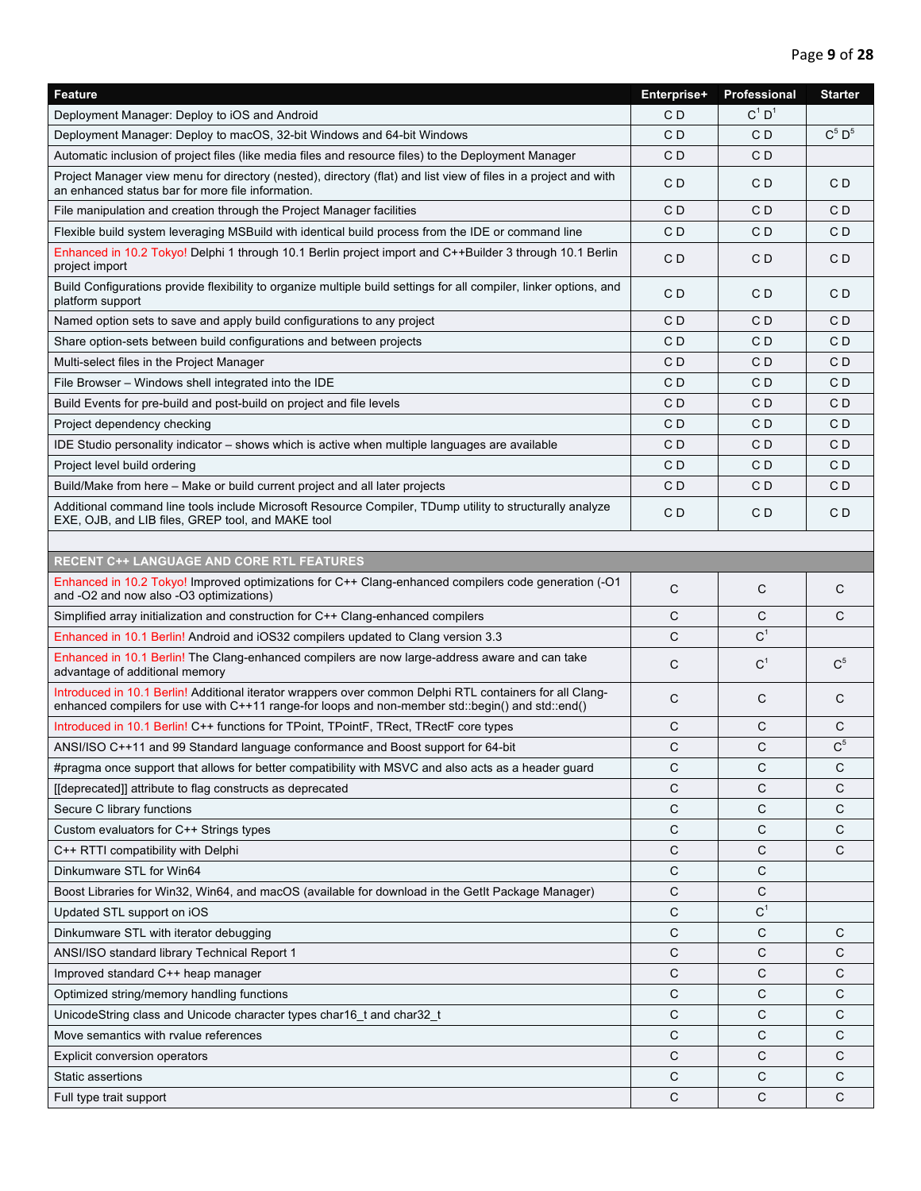| Feature | Enterprise+ | Professional | Starter |
|---|---|---|---|
| Deployment Manager: Deploy to iOS and Android | C D | C[1] D[1] | |
| Deployment Manager: Deploy to macOS, 32-bit Windows and 64-bit Windows | C D | C D | C[5] D[5] |
| Automatic inclusion of project files (like media files and resource files) to the Deployment Manager | C D | C D | |
| Project Manager view menu for directory (nested), directory (flat) and list view of files in a project and with an enhanced status bar for more file information. | C D | C D | C D |
| File manipulation and creation through the Project Manager facilities | C D | C D | C D |
| Flexible build system leveraging MSBuild with identical build process from the IDE or command line | C D | C D | C D |
| Enhanced in 10.2 Tokyo! Delphi 1 through 10.1 Berlin project import and C++Builder 3 through 10.1 Berlin project import | C D | C D | C D |
| Build Configurations provide flexibility to organize multiple build settings for all compiler, linker options, and platform support | C D | C D | C D |
| Named option sets to save and apply build configurations to any project | C D | C D | C D |
| Share option-sets between build configurations and between projects | C D | C D | C D |
| Multi-select files in the Project Manager | C D | C D | C D |
| File Browser – Windows shell integrated into the IDE | C D | C D | C D |
| Build Events for pre-build and post-build on project and file levels | C D | C D | C D |
| Project dependency checking | C D | C D | C D |
| IDE Studio personality indicator – shows which is active when multiple languages are available | C D | C D | C D |
| Project level build ordering | C D | C D | C D |
| Build/Make from here – Make or build current project and all later projects | C D | C D | C D |
| Additional command line tools include Microsoft Resource Compiler, TDump utility to structurally analyze EXE, OJB, and LIB files, GREP tool, and MAKE tool | C D | C D | C D |
| | | | |
| **RECENT C++ LANGUAGE AND CORE RTL FEATURES** | | | |
| Enhanced in 10.2 Tokyo! Improved optimizations for C++ Clang-enhanced compilers code generation (-O1 and -O2 and now also -O3 optimizations) | C | C | C |
| Simplified array initialization and construction for C++ Clang-enhanced compilers | C | C | C |
| Enhanced in 10.1 Berlin! Android and iOS32 compilers updated to Clang version 3.3 | C | C[1] | |
| Enhanced in 10.1 Berlin! The Clang-enhanced compilers are now large-address aware and can take advantage of additional memory | C | C[1] | C[5] |
| Introduced in 10.1 Berlin! Additional iterator wrappers over common Delphi RTL containers for all Clang-enhanced compilers for use with C++11 range-for loops and non-member std::begin() and std::end() | C | C | C |
| Introduced in 10.1 Berlin! C++ functions for TPoint, TPointF, TRect, TRectF core types | C | C | C |
| ANSI/ISO C++11 and 99 Standard language conformance and Boost support for 64-bit | C | C | C[5] |
| #pragma once support that allows for better compatibility with MSVC and also acts as a header guard | C | C | C |
| [[deprecated]] attribute to flag constructs as deprecated | C | C | C |
| Secure C library functions | C | C | C |
| Custom evaluators for C++ Strings types | C | C | C |
| C++ RTTI compatibility with Delphi | C | C | C |
| Dinkumware STL for Win64 | C | C | |
| Boost Libraries for Win32, Win64, and macOS (available for download in the GetIt Package Manager) | C | C | |
| Updated STL support on iOS | C | C[1] | |
| Dinkumware STL with iterator debugging | C | C | C |
| ANSI/ISO standard library Technical Report 1 | C | C | C |
| Improved standard C++ heap manager | C | C | C |
| Optimized string/memory handling functions | C | C | C |
| UnicodeString class and Unicode character types char16_t and char32_t | C | C | C |
| Move semantics with rvalue references | C | C | C |
| Explicit conversion operators | C | C | C |
| Static assertions | C | C | C |
| Full type trait support | C | C | C |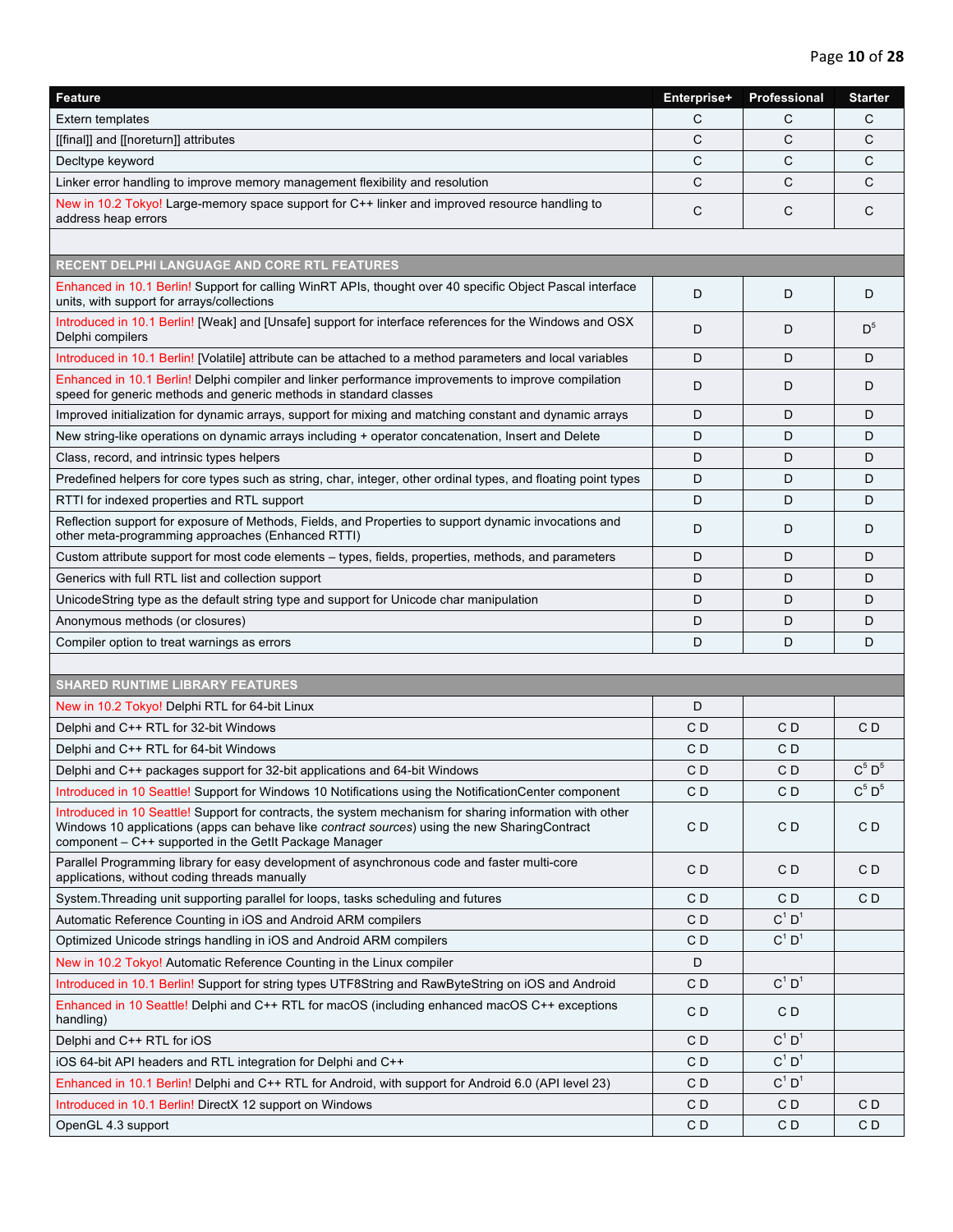| Feature | Enterprise+ | Professional | Starter |
|---|---|---|---|
| Extern templates | C | C | C |
| [[final]] and [[noreturn]] attributes | C | C | C |
| Decltype keyword | C | C | C |
| Linker error handling to improve memory management flexibility and resolution | C | C | C |
| New in 10.2 Tokyo! Large-memory space support for C++ linker and improved resource handling to address heap errors | C | C | C |
| | | | |
| **RECENT DELPHI LANGUAGE AND CORE RTL FEATURES** | | | |
| Enhanced in 10.1 Berlin! Support for calling WinRT APIs, thought over 40 specific Object Pascal interface units, with support for arrays/collections | D | D | D |
| Introduced in 10.1 Berlin! [Weak] and [Unsafe] support for interface references for the Windows and OSX Delphi compilers | D | D | D[5] |
| Introduced in 10.1 Berlin! [Volatile] attribute can be attached to a method parameters and local variables | D | D | D |
| Enhanced in 10.1 Berlin! Delphi compiler and linker performance improvements to improve compilation speed for generic methods and generic methods in standard classes | D | D | D |
| Improved initialization for dynamic arrays, support for mixing and matching constant and dynamic arrays | D | D | D |
| New string-like operations on dynamic arrays including + operator concatenation, Insert and Delete | D | D | D |
| Class, record, and intrinsic types helpers | D | D | D |
| Predefined helpers for core types such as string, char, integer, other ordinal types, and floating point types | D | D | D |
| RTTI for indexed properties and RTL support | D | D | D |
| Reflection support for exposure of Methods, Fields, and Properties to support dynamic invocations and other meta-programming approaches (Enhanced RTTI) | D | D | D |
| Custom attribute support for most code elements – types, fields, properties, methods, and parameters | D | D | D |
| Generics with full RTL list and collection support | D | D | D |
| UnicodeString type as the default string type and support for Unicode char manipulation | D | D | D |
| Anonymous methods (or closures) | D | D | D |
| Compiler option to treat warnings as errors | D | D | D |
| | | | |
| **SHARED RUNTIME LIBRARY FEATURES** | | | |
| New in 10.2 Tokyo! Delphi RTL for 64-bit Linux | D | | |
| Delphi and C++ RTL for 32-bit Windows | C D | C D | C D |
| Delphi and C++ RTL for 64-bit Windows | C D | C D | |
| Delphi and C++ packages support for 32-bit applications and 64-bit Windows | C D | C D | C[5] D[5] |
| Introduced in 10 Seattle! Support for Windows 10 Notifications using the NotificationCenter component | C D | C D | C[5] D[5] |
| Introduced in 10 Seattle! Support for contracts, the system mechanism for sharing information with other Windows 10 applications (apps can behave like *contract sources*) using the new SharingContract component – C++ supported in the GetIt Package Manager | C D | C D | C D |
| Parallel Programming library for easy development of asynchronous code and faster multi-core applications, without coding threads manually | C D | C D | C D |
| System.Threading unit supporting parallel for loops, tasks scheduling and futures | C D | C D | C D |
| Automatic Reference Counting in iOS and Android ARM compilers | C D | C[1] D[1] | |
| Optimized Unicode strings handling in iOS and Android ARM compilers | C D | C[1] D[1] | |
| New in 10.2 Tokyo! Automatic Reference Counting in the Linux compiler | D | | |
| Introduced in 10.1 Berlin! Support for string types UTF8String and RawByteString on iOS and Android | C D | C[1] D[1] | |
| Enhanced in 10 Seattle! Delphi and C++ RTL for macOS (including enhanced macOS C++ exceptions handling) | C D | C D | |
| Delphi and C++ RTL for iOS | C D | C[1] D[1] | |
| iOS 64-bit API headers and RTL integration for Delphi and C++ | C D | C[1] D[1] | |
| Enhanced in 10.1 Berlin! Delphi and C++ RTL for Android, with support for Android 6.0 (API level 23) | C D | C[1] D[1] | |
| Introduced in 10.1 Berlin! DirectX 12 support on Windows | C D | C D | C D |
| OpenGL 4.3 support | C D | C D | C D |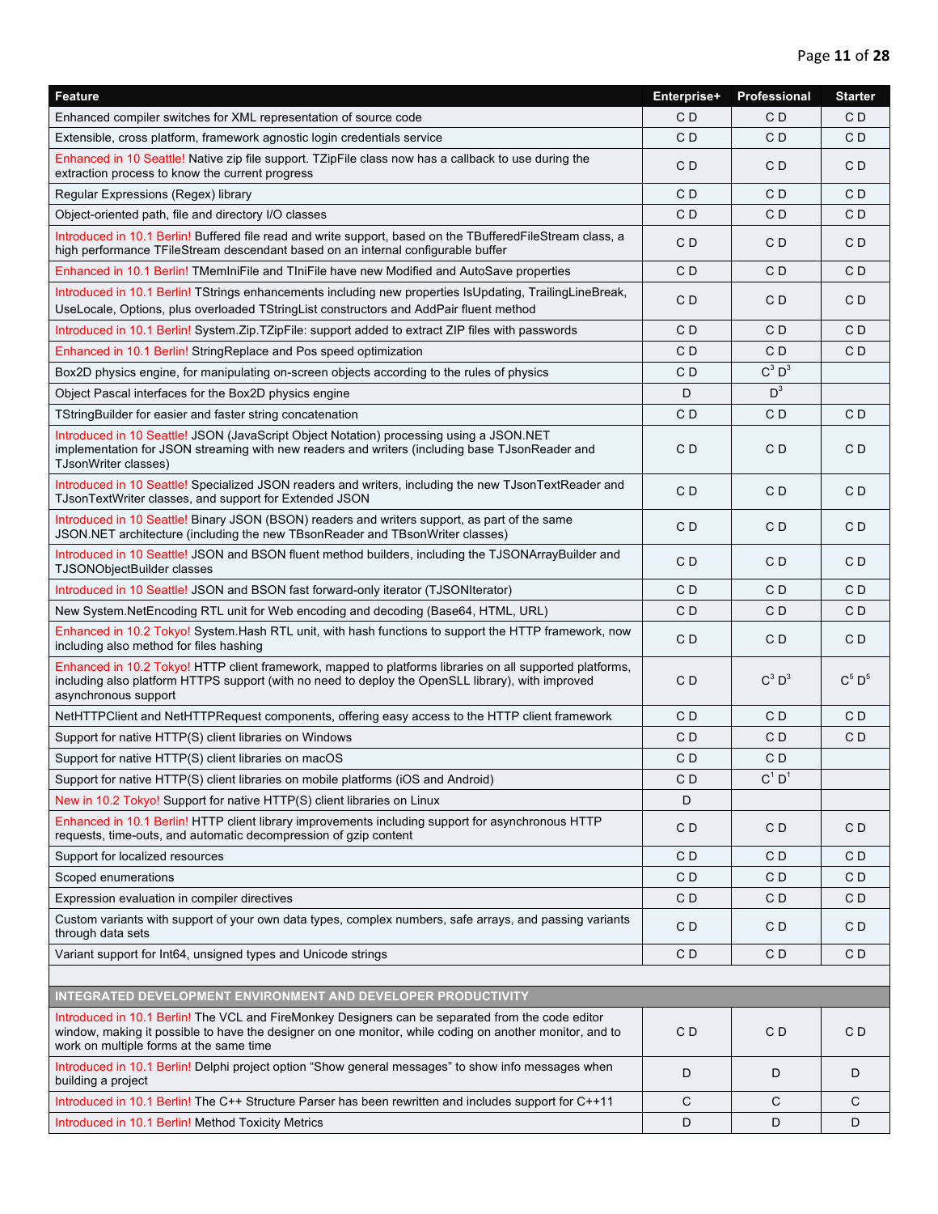| Feature | Enterprise+ | Professional | Starter |
|---|---|---|---|
| Enhanced compiler switches for XML representation of source code | C D | C D | C D |
| Extensible, cross platform, framework agnostic login credentials service | C D | C D | C D |
| Enhanced in 10 Seattle! Native zip file support. TZipFile class now has a callback to use during the extraction process to know the current progress | C D | C D | C D |
| Regular Expressions (Regex) library | C D | C D | C D |
| Object-oriented path, file and directory I/O classes | C D | C D | C D |
| Introduced in 10.1 Berlin! Buffered file read and write support, based on the TBufferedFileStream class, a high performance TFileStream descendant based on an internal configurable buffer | C D | C D | C D |
| Enhanced in 10.1 Berlin! TMemIniFile and TIniFile have new Modified and AutoSave properties | C D | C D | C D |
| Introduced in 10.1 Berlin! TStrings enhancements including new properties IsUpdating, TrailingLineBreak, UseLocale, Options, plus overloaded TStringList constructors and AddPair fluent method | C D | C D | C D |
| Introduced in 10.1 Berlin! System.Zip.TZipFile: support added to extract ZIP files with passwords | C D | C D | C D |
| Enhanced in 10.1 Berlin! StringReplace and Pos speed optimization | C D | C D | C D |
| Box2D physics engine, for manipulating on-screen objects according to the rules of physics | C D | C[3] D[3] | |
| Object Pascal interfaces for the Box2D physics engine | D | D[3] | |
| TStringBuilder for easier and faster string concatenation | C D | C D | C D |
| Introduced in 10 Seattle! JSON (JavaScript Object Notation) processing using a JSON.NET implementation for JSON streaming with new readers and writers (including base TJsonReader and TJsonWriter classes) | C D | C D | C D |
| Introduced in 10 Seattle! Specialized JSON readers and writers, including the new TJsonTextReader and TJsonTextWriter classes, and support for Extended JSON | C D | C D | C D |
| Introduced in 10 Seattle! Binary JSON (BSON) readers and writers support, as part of the same JSON.NET architecture (including the new TBsonReader and TBsonWriter classes) | C D | C D | C D |
| Introduced in 10 Seattle! JSON and BSON fluent method builders, including the TJSONArrayBuilder and TJSONObjectBuilder classes | C D | C D | C D |
| Introduced in 10 Seattle! JSON and BSON fast forward-only iterator (TJSONIterator) | C D | C D | C D |
| New System.NetEncoding RTL unit for Web encoding and decoding (Base64, HTML, URL) | C D | C D | C D |
| Enhanced in 10.2 Tokyo! System.Hash RTL unit, with hash functions to support the HTTP framework, now including also method for files hashing | C D | C D | C D |
| Enhanced in 10.2 Tokyo! HTTP client framework, mapped to platforms libraries on all supported platforms, including also platform HTTPS support (with no need to deploy the OpenSLL library), with improved asynchronous support | C D | C[3] D[3] | C[5] D[5] |
| NetHTTPClient and NetHTTPRequest components, offering easy access to the HTTP client framework | C D | C D | C D |
| Support for native HTTP(S) client libraries on Windows | C D | C D | C D |
| Support for native HTTP(S) client libraries on macOS | C D | C D | |
| Support for native HTTP(S) client libraries on mobile platforms (iOS and Android) | C D | C[1] D[1] | |
| New in 10.2 Tokyo! Support for native HTTP(S) client libraries on Linux | D | | |
| Enhanced in 10.1 Berlin! HTTP client library improvements including support for asynchronous HTTP requests, time-outs, and automatic decompression of gzip content | C D | C D | C D |
| Support for localized resources | C D | C D | C D |
| Scoped enumerations | C D | C D | C D |
| Expression evaluation in compiler directives | C D | C D | C D |
| Custom variants with support of your own data types, complex numbers, safe arrays, and passing variants through data sets | C D | C D | C D |
| Variant support for Int64, unsigned types and Unicode strings | C D | C D | C D |
| | | | |
| **INTEGRATED DEVELOPMENT ENVIRONMENT AND DEVELOPER PRODUCTIVITY** | | | |
| Introduced in 10.1 Berlin! The VCL and FireMonkey Designers can be separated from the code editor window, making it possible to have the designer on one monitor, while coding on another monitor, and to work on multiple forms at the same time | C D | C D | C D |
| Introduced in 10.1 Berlin! Delphi project option "Show general messages" to show info messages when building a project | D | D | D |
| Introduced in 10.1 Berlin! The C++ Structure Parser has been rewritten and includes support for C++11 | C | C | C |
| Introduced in 10.1 Berlin! Method Toxicity Metrics | D | D | D |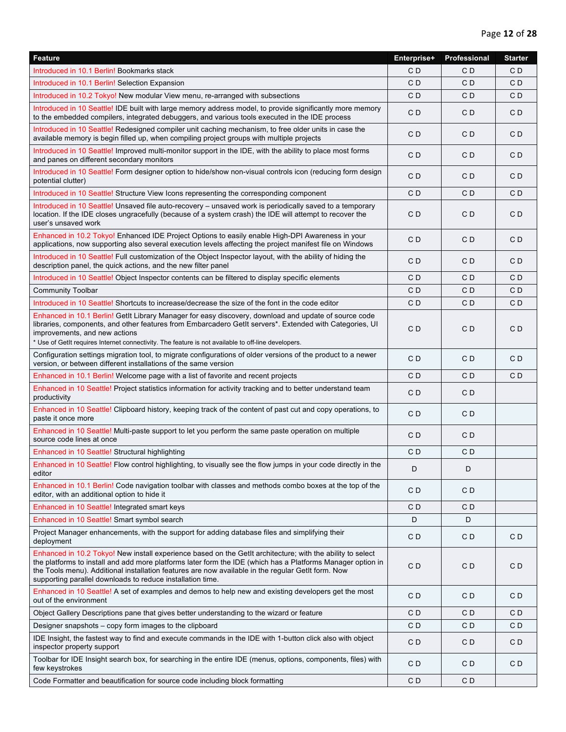| Feature | Enterprise+ | Professional | Starter |
|---|---|---|---|
| Introduced in 10.1 Berlin! Bookmarks stack | C D | C D | C D |
| Introduced in 10.1 Berlin! Selection Expansion | C D | C D | C D |
| Introduced in 10.2 Tokyo! New modular View menu, re-arranged with subsections | C D | C D | C D |
| Introduced in 10 Seattle! IDE built with large memory address model, to provide significantly more memory to the embedded compilers, integrated debuggers, and various tools executed in the IDE process | C D | C D | C D |
| Introduced in 10 Seattle! Redesigned compiler unit caching mechanism, to free older units in case the available memory is begin filled up, when compiling project groups with multiple projects | C D | C D | C D |
| Introduced in 10 Seattle! Improved multi-monitor support in the IDE, with the ability to place most forms and panes on different secondary monitors | C D | C D | C D |
| Introduced in 10 Seattle! Form designer option to hide/show non-visual controls icon (reducing form design potential clutter) | C D | C D | C D |
| Introduced in 10 Seattle! Structure View Icons representing the corresponding component | C D | C D | C D |
| Introduced in 10 Seattle! Unsaved file auto-recovery – unsaved work is periodically saved to a temporary location. If the IDE closes ungracefully (because of a system crash) the IDE will attempt to recover the user's unsaved work | C D | C D | C D |
| Enhanced in 10.2 Tokyo! Enhanced IDE Project Options to easily enable High-DPI Awareness in your applications, now supporting also several execution levels affecting the project manifest file on Windows | C D | C D | C D |
| Introduced in 10 Seattle! Full customization of the Object Inspector layout, with the ability of hiding the description panel, the quick actions, and the new filter panel | C D | C D | C D |
| Introduced in 10 Seattle! Object Inspector contents can be filtered to display specific elements | C D | C D | C D |
| Community Toolbar | C D | C D | C D |
| Introduced in 10 Seattle! Shortcuts to increase/decrease the size of the font in the code editor | C D | C D | C D |
| Enhanced in 10.1 Berlin! GetIt Library Manager for easy discovery, download and update of source code libraries, components, and other features from Embarcadero GetIt servers*. Extended with Categories, UI improvements, and new actions<br>* Use of GetIt requires Internet connectivity. The feature is not available to off-line developers. | C D | C D | C D |
| Configuration settings migration tool, to migrate configurations of older versions of the product to a newer version, or between different installations of the same version | C D | C D | C D |
| Enhanced in 10.1 Berlin! Welcome page with a list of favorite and recent projects | C D | C D | C D |
| Enhanced in 10 Seattle! Project statistics information for activity tracking and to better understand team productivity | C D | C D | |
| Enhanced in 10 Seattle! Clipboard history, keeping track of the content of past cut and copy operations, to paste it once more | C D | C D | |
| Enhanced in 10 Seattle! Multi-paste support to let you perform the same paste operation on multiple source code lines at once | C D | C D | |
| Enhanced in 10 Seattle! Structural highlighting | C D | C D | |
| Enhanced in 10 Seattle! Flow control highlighting, to visually see the flow jumps in your code directly in the editor | D | D | |
| Enhanced in 10.1 Berlin! Code navigation toolbar with classes and methods combo boxes at the top of the editor, with an additional option to hide it | C D | C D | |
| Enhanced in 10 Seattle! Integrated smart keys | C D | C D | |
| Enhanced in 10 Seattle! Smart symbol search | D | D | |
| Project Manager enhancements, with the support for adding database files and simplifying their deployment | C D | C D | C D |
| Enhanced in 10.2 Tokyo! New install experience based on the GetIt architecture; with the ability to select the platforms to install and add more platforms later form the IDE (which has a Platforms Manager option in the Tools menu). Additional installation features are now available in the regular GetIt form. Now supporting parallel downloads to reduce installation time. | C D | C D | C D |
| Enhanced in 10 Seattle! A set of examples and demos to help new and existing developers get the most out of the environment | C D | C D | C D |
| Object Gallery Descriptions pane that gives better understanding to the wizard or feature | C D | C D | C D |
| Designer snapshots – copy form images to the clipboard | C D | C D | C D |
| IDE Insight, the fastest way to find and execute commands in the IDE with 1-button click also with object inspector property support | C D | C D | C D |
| Toolbar for IDE Insight search box, for searching in the entire IDE (menus, options, components, files) with few keystrokes | C D | C D | C D |
| Code Formatter and beautification for source code including block formatting | C D | C D | |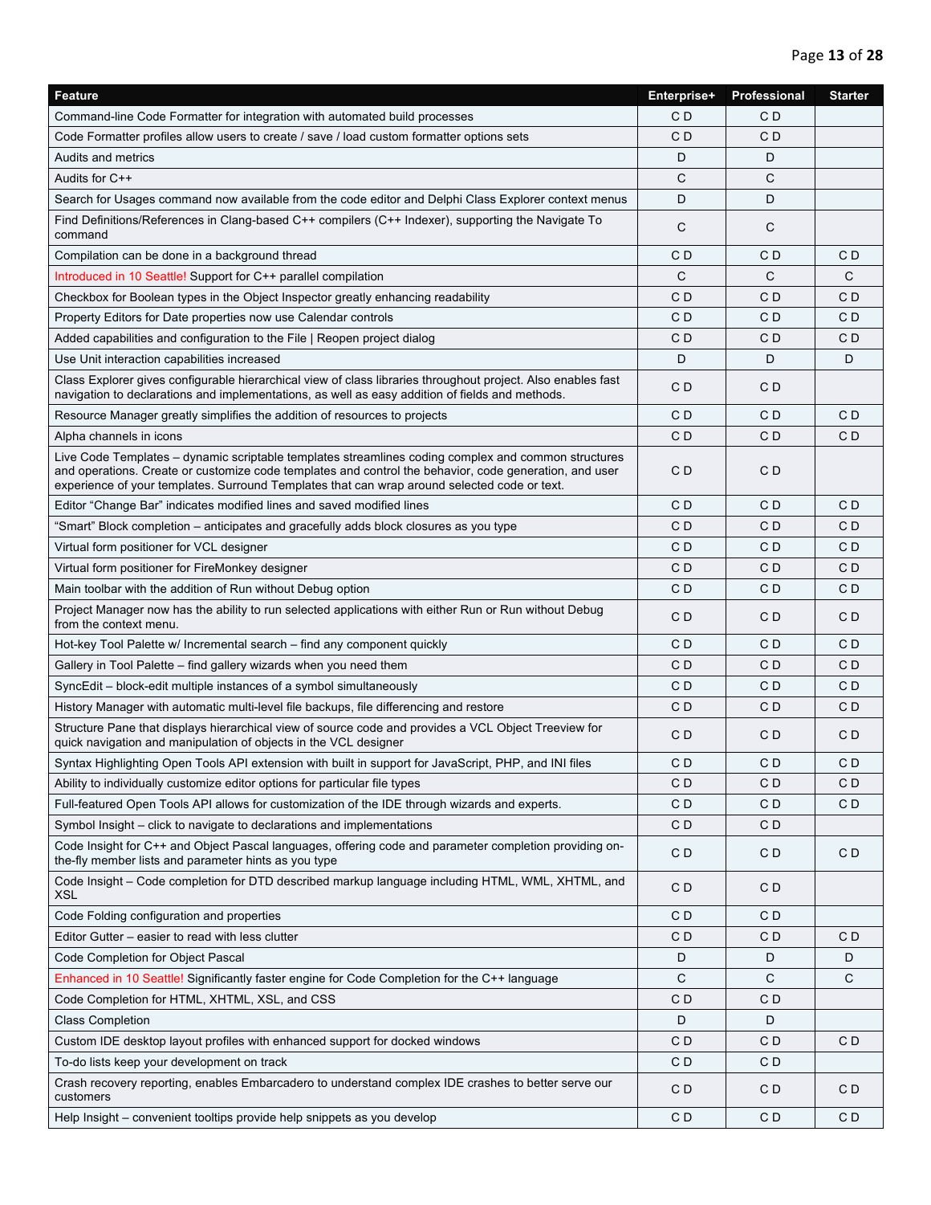| Feature | Enterprise+ | Professional | Starter |
|---|---|---|---|
| Command-line Code Formatter for integration with automated build processes | C D | C D | |
| Code Formatter profiles allow users to create / save / load custom formatter options sets | C D | C D | |
| Audits and metrics | D | D | |
| Audits for C++ | C | C | |
| Search for Usages command now available from the code editor and Delphi Class Explorer context menus | D | D | |
| Find Definitions/References in Clang-based C++ compilers (C++ Indexer), supporting the Navigate To command | C | C | |
| Compilation can be done in a background thread | C D | C D | C D |
| Introduced in 10 Seattle! Support for C++ parallel compilation | C | C | C |
| Checkbox for Boolean types in the Object Inspector greatly enhancing readability | C D | C D | C D |
| Property Editors for Date properties now use Calendar controls | C D | C D | C D |
| Added capabilities and configuration to the File \| Reopen project dialog | C D | C D | C D |
| Use Unit interaction capabilities increased | D | D | D |
| Class Explorer gives configurable hierarchical view of class libraries throughout project. Also enables fast navigation to declarations and implementations, as well as easy addition of fields and methods. | C D | C D | |
| Resource Manager greatly simplifies the addition of resources to projects | C D | C D | C D |
| Alpha channels in icons | C D | C D | C D |
| Live Code Templates – dynamic scriptable templates streamlines coding complex and common structures and operations. Create or customize code templates and control the behavior, code generation, and user experience of your templates. Surround Templates that can wrap around selected code or text. | C D | C D | |
| Editor “Change Bar” indicates modified lines and saved modified lines | C D | C D | C D |
| “Smart” Block completion – anticipates and gracefully adds block closures as you type | C D | C D | C D |
| Virtual form positioner for VCL designer | C D | C D | C D |
| Virtual form positioner for FireMonkey designer | C D | C D | C D |
| Main toolbar with the addition of Run without Debug option | C D | C D | C D |
| Project Manager now has the ability to run selected applications with either Run or Run without Debug from the context menu. | C D | C D | C D |
| Hot-key Tool Palette w/ Incremental search – find any component quickly | C D | C D | C D |
| Gallery in Tool Palette – find gallery wizards when you need them | C D | C D | C D |
| SyncEdit – block-edit multiple instances of a symbol simultaneously | C D | C D | C D |
| History Manager with automatic multi-level file backups, file differencing and restore | C D | C D | C D |
| Structure Pane that displays hierarchical view of source code and provides a VCL Object Treeview for quick navigation and manipulation of objects in the VCL designer | C D | C D | C D |
| Syntax Highlighting Open Tools API extension with built in support for JavaScript, PHP, and INI files | C D | C D | C D |
| Ability to individually customize editor options for particular file types | C D | C D | C D |
| Full-featured Open Tools API allows for customization of the IDE through wizards and experts. | C D | C D | C D |
| Symbol Insight – click to navigate to declarations and implementations | C D | C D | |
| Code Insight for C++ and Object Pascal languages, offering code and parameter completion providing on-the-fly member lists and parameter hints as you type | C D | C D | C D |
| Code Insight – Code completion for DTD described markup language including HTML, WML, XHTML, and XSL | C D | C D | |
| Code Folding configuration and properties | C D | C D | |
| Editor Gutter – easier to read with less clutter | C D | C D | C D |
| Code Completion for Object Pascal | D | D | D |
| Enhanced in 10 Seattle! Significantly faster engine for Code Completion for the C++ language | C | C | C |
| Code Completion for HTML, XHTML, XSL, and CSS | C D | C D | |
| Class Completion | D | D | |
| Custom IDE desktop layout profiles with enhanced support for docked windows | C D | C D | C D |
| To-do lists keep your development on track | C D | C D | |
| Crash recovery reporting, enables Embarcadero to understand complex IDE crashes to better serve our customers | C D | C D | C D |
| Help Insight – convenient tooltips provide help snippets as you develop | C D | C D | C D |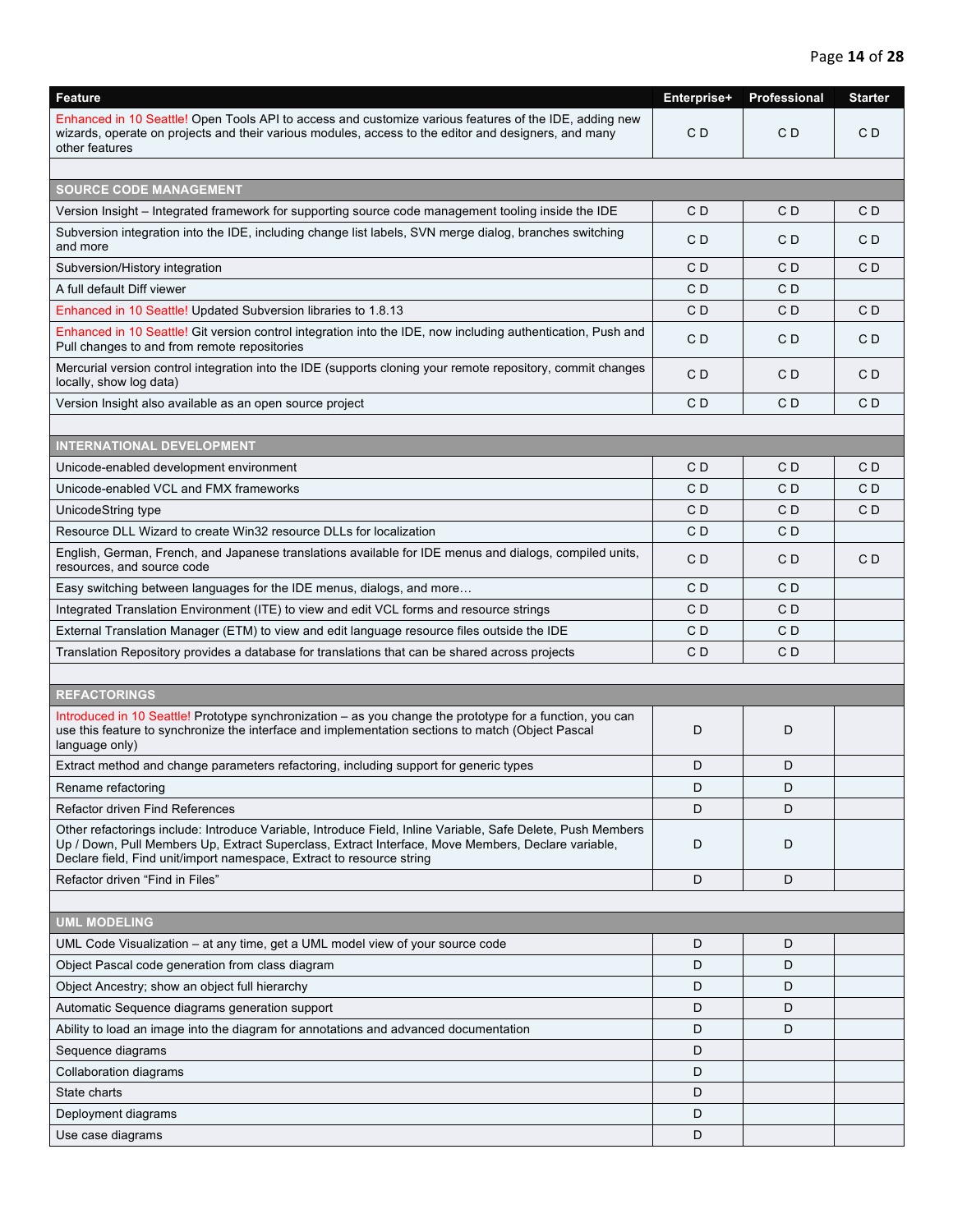| Feature | Enterprise+ | Professional | Starter |
|---|---|---|---|
| Enhanced in 10 Seattle! Open Tools API to access and customize various features of the IDE, adding new wizards, operate on projects and their various modules, access to the editor and designers, and many other features | C D | C D | C D |
| | | | |
| **SOURCE CODE MANAGEMENT** | | | |
| Version Insight – Integrated framework for supporting source code management tooling inside the IDE | C D | C D | C D |
| Subversion integration into the IDE, including change list labels, SVN merge dialog, branches switching and more | C D | C D | C D |
| Subversion/History integration | C D | C D | C D |
| A full default Diff viewer | C D | C D | |
| Enhanced in 10 Seattle! Updated Subversion libraries to 1.8.13 | C D | C D | C D |
| Enhanced in 10 Seattle! Git version control integration into the IDE, now including authentication, Push and Pull changes to and from remote repositories | C D | C D | C D |
| Mercurial version control integration into the IDE (supports cloning your remote repository, commit changes locally, show log data) | C D | C D | C D |
| Version Insight also available as an open source project | C D | C D | C D |
| | | | |
| **INTERNATIONAL DEVELOPMENT** | | | |
| Unicode-enabled development environment | C D | C D | C D |
| Unicode-enabled VCL and FMX frameworks | C D | C D | C D |
| UnicodeString type | C D | C D | C D |
| Resource DLL Wizard to create Win32 resource DLLs for localization | C D | C D | |
| English, German, French, and Japanese translations available for IDE menus and dialogs, compiled units, resources, and source code | C D | C D | C D |
| Easy switching between languages for the IDE menus, dialogs, and more… | C D | C D | |
| Integrated Translation Environment (ITE) to view and edit VCL forms and resource strings | C D | C D | |
| External Translation Manager (ETM) to view and edit language resource files outside the IDE | C D | C D | |
| Translation Repository provides a database for translations that can be shared across projects | C D | C D | |
| | | | |
| **REFACTORINGS** | | | |
| Introduced in 10 Seattle! Prototype synchronization – as you change the prototype for a function, you can use this feature to synchronize the interface and implementation sections to match (Object Pascal language only) | D | D | |
| Extract method and change parameters refactoring, including support for generic types | D | D | |
| Rename refactoring | D | D | |
| Refactor driven Find References | D | D | |
| Other refactorings include: Introduce Variable, Introduce Field, Inline Variable, Safe Delete, Push Members Up / Down, Pull Members Up, Extract Superclass, Extract Interface, Move Members, Declare variable, Declare field, Find unit/import namespace, Extract to resource string | D | D | |
| Refactor driven "Find in Files" | D | D | |
| | | | |
| **UML MODELING** | | | |
| UML Code Visualization – at any time, get a UML model view of your source code | D | D | |
| Object Pascal code generation from class diagram | D | D | |
| Object Ancestry; show an object full hierarchy | D | D | |
| Automatic Sequence diagrams generation support | D | D | |
| Ability to load an image into the diagram for annotations and advanced documentation | D | D | |
| Sequence diagrams | D | | |
| Collaboration diagrams | D | | |
| State charts | D | | |
| Deployment diagrams | D | | |
| Use case diagrams | D | | |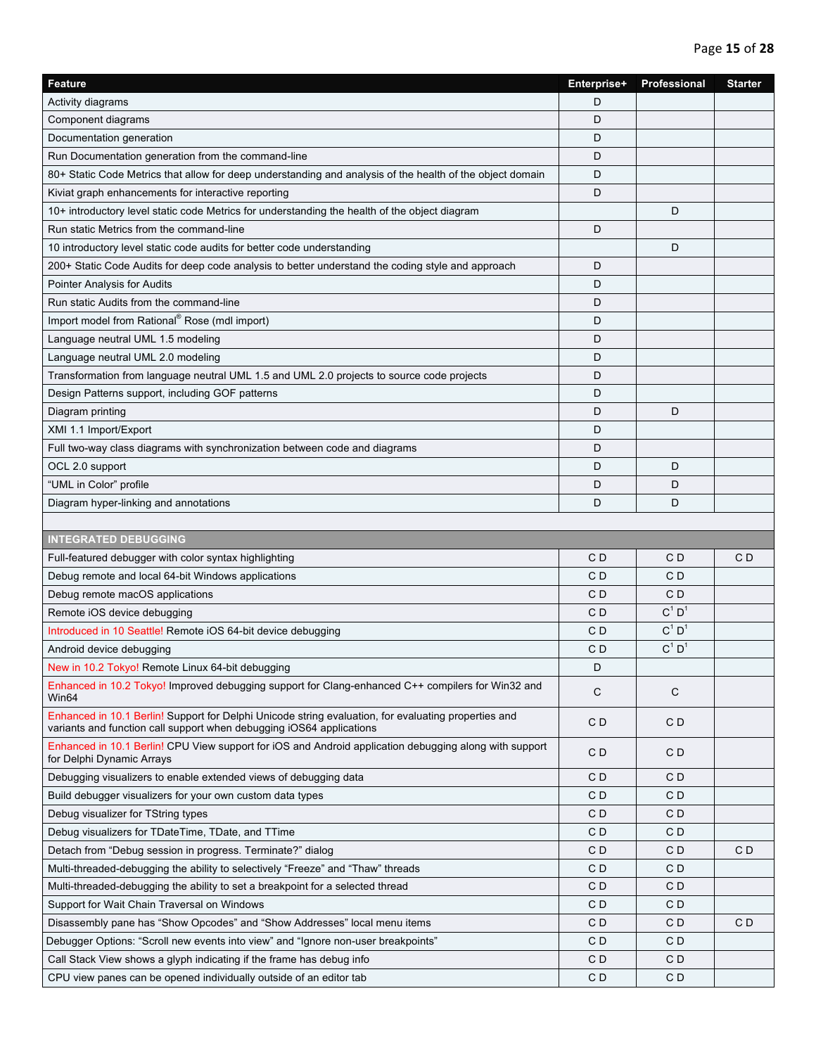| Feature | Enterprise+ | Professional | Starter |
|---|---|---|---|
| Activity diagrams | D | | |
| Component diagrams | D | | |
| Documentation generation | D | | |
| Run Documentation generation from the command-line | D | | |
| 80+ Static Code Metrics that allow for deep understanding and analysis of the health of the object domain | D | | |
| Kiviat graph enhancements for interactive reporting | D | | |
| 10+ introductory level static code Metrics for understanding the health of the object diagram | | D | |
| Run static Metrics from the command-line | D | | |
| 10 introductory level static code audits for better code understanding | | D | |
| 200+ Static Code Audits for deep code analysis to better understand the coding style and approach | D | | |
| Pointer Analysis for Audits | D | | |
| Run static Audits from the command-line | D | | |
| Import model from Rational® Rose (mdl import) | D | | |
| Language neutral UML 1.5 modeling | D | | |
| Language neutral UML 2.0 modeling | D | | |
| Transformation from language neutral UML 1.5 and UML 2.0 projects to source code projects | D | | |
| Design Patterns support, including GOF patterns | D | | |
| Diagram printing | D | D | |
| XMI 1.1 Import/Export | D | | |
| Full two-way class diagrams with synchronization between code and diagrams | D | | |
| OCL 2.0 support | D | D | |
| “UML in Color” profile | D | D | |
| Diagram hyper-linking and annotations | D | D | |
| | | | |
| **INTEGRATED DEBUGGING** | | | |
| Full-featured debugger with color syntax highlighting | C D | C D | C D |
| Debug remote and local 64-bit Windows applications | C D | C D | |
| Debug remote macOS applications | C D | C D | |
| Remote iOS device debugging | C D | C[1] D[1] | |
| Introduced in 10 Seattle! Remote iOS 64-bit device debugging | C D | C[1] D[1] | |
| Android device debugging | C D | C[1] D[1] | |
| New in 10.2 Tokyo! Remote Linux 64-bit debugging | D | | |
| Enhanced in 10.2 Tokyo! Improved debugging support for Clang-enhanced C++ compilers for Win32 and Win64 | C | C | |
| Enhanced in 10.1 Berlin! Support for Delphi Unicode string evaluation, for evaluating properties and variants and function call support when debugging iOS64 applications | C D | C D | |
| Enhanced in 10.1 Berlin! CPU View support for iOS and Android application debugging along with support for Delphi Dynamic Arrays | C D | C D | |
| Debugging visualizers to enable extended views of debugging data | C D | C D | |
| Build debugger visualizers for your own custom data types | C D | C D | |
| Debug visualizer for TString types | C D | C D | |
| Debug visualizers for TDateTime, TDate, and TTime | C D | C D | |
| Detach from “Debug session in progress. Terminate?” dialog | C D | C D | C D |
| Multi-threaded-debugging the ability to selectively “Freeze” and “Thaw” threads | C D | C D | |
| Multi-threaded-debugging the ability to set a breakpoint for a selected thread | C D | C D | |
| Support for Wait Chain Traversal on Windows | C D | C D | |
| Disassembly pane has “Show Opcodes” and “Show Addresses” local menu items | C D | C D | C D |
| Debugger Options: “Scroll new events into view” and “Ignore non-user breakpoints” | C D | C D | |
| Call Stack View shows a glyph indicating if the frame has debug info | C D | C D | |
| CPU view panes can be opened individually outside of an editor tab | C D | C D | |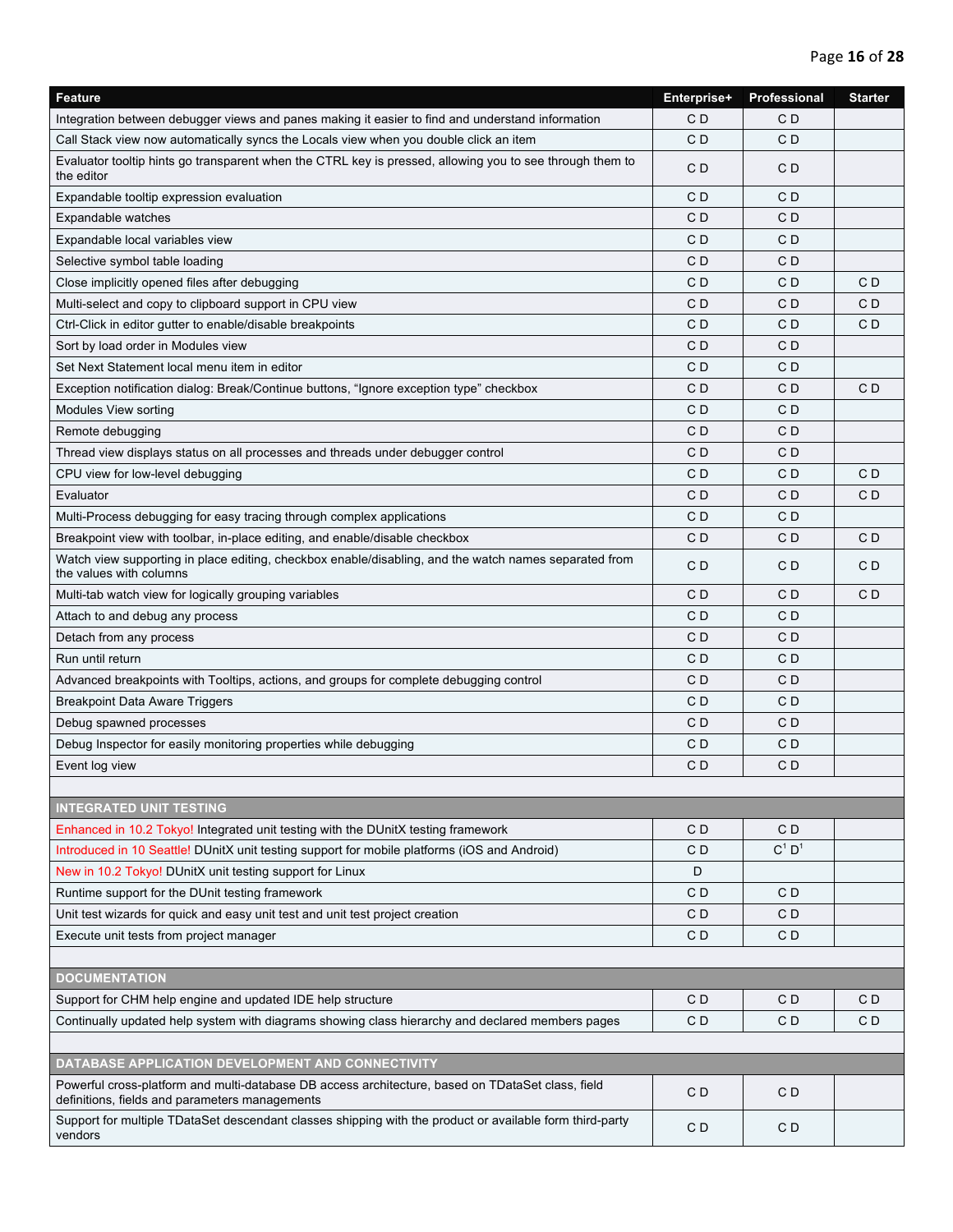| Feature | Enterprise+ | Professional | Starter |
|---|---|---|---|
| Integration between debugger views and panes making it easier to find and understand information | C D | C D | |
| Call Stack view now automatically syncs the Locals view when you double click an item | C D | C D | |
| Evaluator tooltip hints go transparent when the CTRL key is pressed, allowing you to see through them to the editor | C D | C D | |
| Expandable tooltip expression evaluation | C D | C D | |
| Expandable watches | C D | C D | |
| Expandable local variables view | C D | C D | |
| Selective symbol table loading | C D | C D | |
| Close implicitly opened files after debugging | C D | C D | C D |
| Multi-select and copy to clipboard support in CPU view | C D | C D | C D |
| Ctrl-Click in editor gutter to enable/disable breakpoints | C D | C D | C D |
| Sort by load order in Modules view | C D | C D | |
| Set Next Statement local menu item in editor | C D | C D | |
| Exception notification dialog: Break/Continue buttons, "Ignore exception type" checkbox | C D | C D | C D |
| Modules View sorting | C D | C D | |
| Remote debugging | C D | C D | |
| Thread view displays status on all processes and threads under debugger control | C D | C D | |
| CPU view for low-level debugging | C D | C D | C D |
| Evaluator | C D | C D | C D |
| Multi-Process debugging for easy tracing through complex applications | C D | C D | |
| Breakpoint view with toolbar, in-place editing, and enable/disable checkbox | C D | C D | C D |
| Watch view supporting in place editing, checkbox enable/disabling, and the watch names separated from the values with columns | C D | C D | C D |
| Multi-tab watch view for logically grouping variables | C D | C D | C D |
| Attach to and debug any process | C D | C D | |
| Detach from any process | C D | C D | |
| Run until return | C D | C D | |
| Advanced breakpoints with Tooltips, actions, and groups for complete debugging control | C D | C D | |
| Breakpoint Data Aware Triggers | C D | C D | |
| Debug spawned processes | C D | C D | |
| Debug Inspector for easily monitoring properties while debugging | C D | C D | |
| Event log view | C D | C D | |
| | | | |
| **INTEGRATED UNIT TESTING** | | | |
| Enhanced in 10.2 Tokyo! Integrated unit testing with the DUnitX testing framework | C D | C D | |
| Introduced in 10 Seattle! DUnitX unit testing support for mobile platforms (iOS and Android) | C D | C[1] D[1] | |
| New in 10.2 Tokyo! DUnitX unit testing support for Linux | D | | |
| Runtime support for the DUnit testing framework | C D | C D | |
| Unit test wizards for quick and easy unit test and unit test project creation | C D | C D | |
| Execute unit tests from project manager | C D | C D | |
| | | | |
| **DOCUMENTATION** | | | |
| Support for CHM help engine and updated IDE help structure | C D | C D | C D |
| Continually updated help system with diagrams showing class hierarchy and declared members pages | C D | C D | C D |
| | | | |
| **DATABASE APPLICATION DEVELOPMENT AND CONNECTIVITY** | | | |
| Powerful cross-platform and multi-database DB access architecture, based on TDataSet class, field definitions, fields and parameters managements | C D | C D | |
| Support for multiple TDataSet descendant classes shipping with the product or available form third-party vendors | C D | C D | |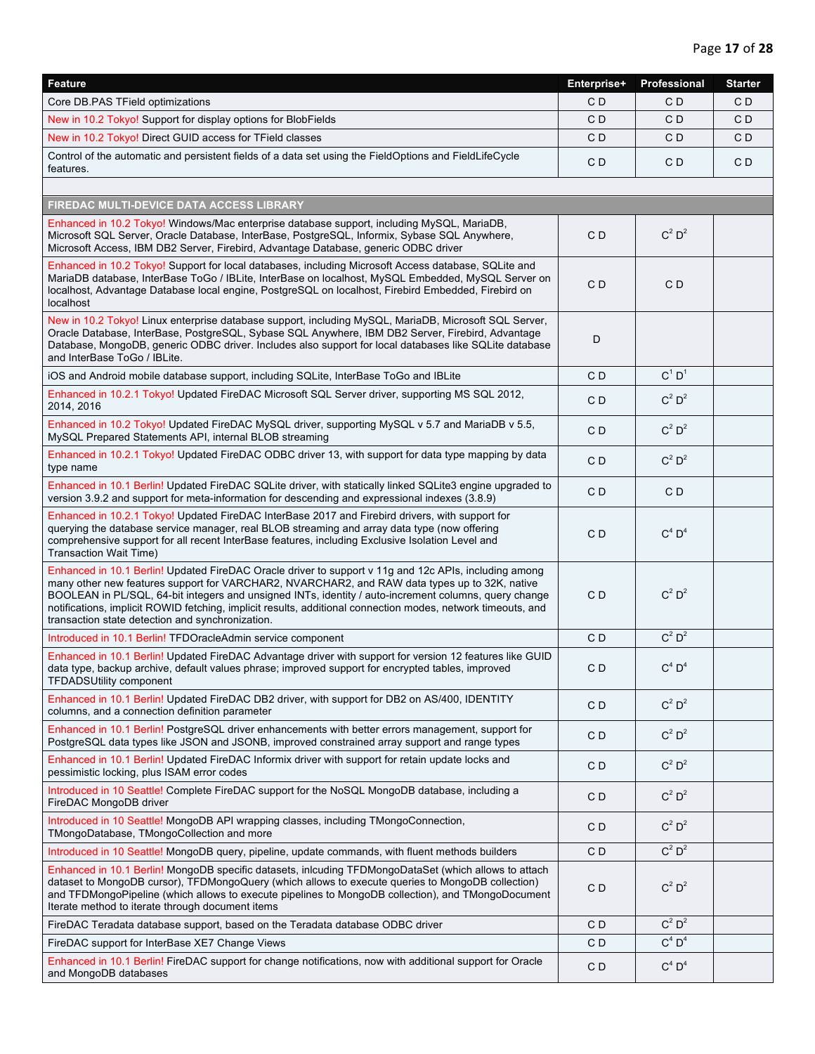| Feature | Enterprise+ | Professional | Starter |
|---|---|---|---|
| Core DB.PAS TField optimizations | C D | C D | C D |
| New in 10.2 Tokyo! Support for display options for BlobFields | C D | C D | C D |
| New in 10.2 Tokyo! Direct GUID access for TField classes | C D | C D | C D |
| Control of the automatic and persistent fields of a data set using the FieldOptions and FieldLifeCycle features. | C D | C D | C D |
| | | | |
| **FIREDAC MULTI-DEVICE DATA ACCESS LIBRARY** | | | |
| Enhanced in 10.2 Tokyo! Windows/Mac enterprise database support, including MySQL, MariaDB, Microsoft SQL Server, Oracle Database, InterBase, PostgreSQL, Informix, Sybase SQL Anywhere, Microsoft Access, IBM DB2 Server, Firebird, Advantage Database, generic ODBC driver | C D | C[2] D[2] | |
| Enhanced in 10.2 Tokyo! Support for local databases, including Microsoft Access database, SQLite and MariaDB database, InterBase ToGo / IBLite, InterBase on localhost, MySQL Embedded, MySQL Server on localhost, Advantage Database local engine, PostgreSQL on localhost, Firebird Embedded, Firebird on localhost | C D | C D | |
| New in 10.2 Tokyo! Linux enterprise database support, including MySQL, MariaDB, Microsoft SQL Server, Oracle Database, InterBase, PostgreSQL, Sybase SQL Anywhere, IBM DB2 Server, Firebird, Advantage Database, MongoDB, generic ODBC driver. Includes also support for local databases like SQLite database and InterBase ToGo / IBLite. | D | | |
| iOS and Android mobile database support, including SQLite, InterBase ToGo and IBLite | C D | C[1] D[1] | |
| Enhanced in 10.2.1 Tokyo! Updated FireDAC Microsoft SQL Server driver, supporting MS SQL 2012, 2014, 2016 | C D | C[2] D[2] | |
| Enhanced in 10.2 Tokyo! Updated FireDAC MySQL driver, supporting MySQL v 5.7 and MariaDB v 5.5, MySQL Prepared Statements API, internal BLOB streaming | C D | C[2] D[2] | |
| Enhanced in 10.2.1 Tokyo! Updated FireDAC ODBC driver 13, with support for data type mapping by data type name | C D | C[2] D[2] | |
| Enhanced in 10.1 Berlin! Updated FireDAC SQLite driver, with statically linked SQLite3 engine upgraded to version 3.9.2 and support for meta-information for descending and expressional indexes (3.8.9) | C D | C D | |
| Enhanced in 10.2.1 Tokyo! Updated FireDAC InterBase 2017 and Firebird drivers, with support for querying the database service manager, real BLOB streaming and array data type (now offering comprehensive support for all recent InterBase features, including Exclusive Isolation Level and Transaction Wait Time) | C D | C[4] D[4] | |
| Enhanced in 10.1 Berlin! Updated FireDAC Oracle driver to support v 11g and 12c APIs, including among many other new features support for VARCHAR2, NVARCHAR2, and RAW data types up to 32K, native BOOLEAN in PL/SQL, 64-bit integers and unsigned INTs, identity / auto-increment columns, query change notifications, implicit ROWID fetching, implicit results, additional connection modes, network timeouts, and transaction state detection and synchronization. | C D | C[2] D[2] | |
| Introduced in 10.1 Berlin! TFDOracleAdmin service component | C D | C[2] D[2] | |
| Enhanced in 10.1 Berlin! Updated FireDAC Advantage driver with support for version 12 features like GUID data type, backup archive, default values phrase; improved support for encrypted tables, improved TFDADSUtility component | C D | C[4] D[4] | |
| Enhanced in 10.1 Berlin! Updated FireDAC DB2 driver, with support for DB2 on AS/400, IDENTITY columns, and a connection definition parameter | C D | C[2] D[2] | |
| Enhanced in 10.1 Berlin! PostgreSQL driver enhancements with better errors management, support for PostgreSQL data types like JSON and JSONB, improved constrained array support and range types | C D | C[2] D[2] | |
| Enhanced in 10.1 Berlin! Updated FireDAC Informix driver with support for retain update locks and pessimistic locking, plus ISAM error codes | C D | C[2] D[2] | |
| Introduced in 10 Seattle! Complete FireDAC support for the NoSQL MongoDB database, including a FireDAC MongoDB driver | C D | C[2] D[2] | |
| Introduced in 10 Seattle! MongoDB API wrapping classes, including TMongoConnection, TMongoDatabase, TMongoCollection and more | C D | C[2] D[2] | |
| Introduced in 10 Seattle! MongoDB query, pipeline, update commands, with fluent methods builders | C D | C[2] D[2] | |
| Enhanced in 10.1 Berlin! MongoDB specific datasets, inlcuding TFDMongoDataSet (which allows to attach dataset to MongoDB cursor), TFDMongoQuery (which allows to execute queries to MongoDB collection) and TFDMongoPipeline (which allows to execute pipelines to MongoDB collection), and TMongoDocument Iterate method to iterate through document items | C D | C[2] D[2] | |
| FireDAC Teradata database support, based on the Teradata database ODBC driver | C D | C[2] D[2] | |
| FireDAC support for InterBase XE7 Change Views | C D | C[4] D[4] | |
| Enhanced in 10.1 Berlin! FireDAC support for change notifications, now with additional support for Oracle and MongoDB databases | C D | C[4] D[4] | |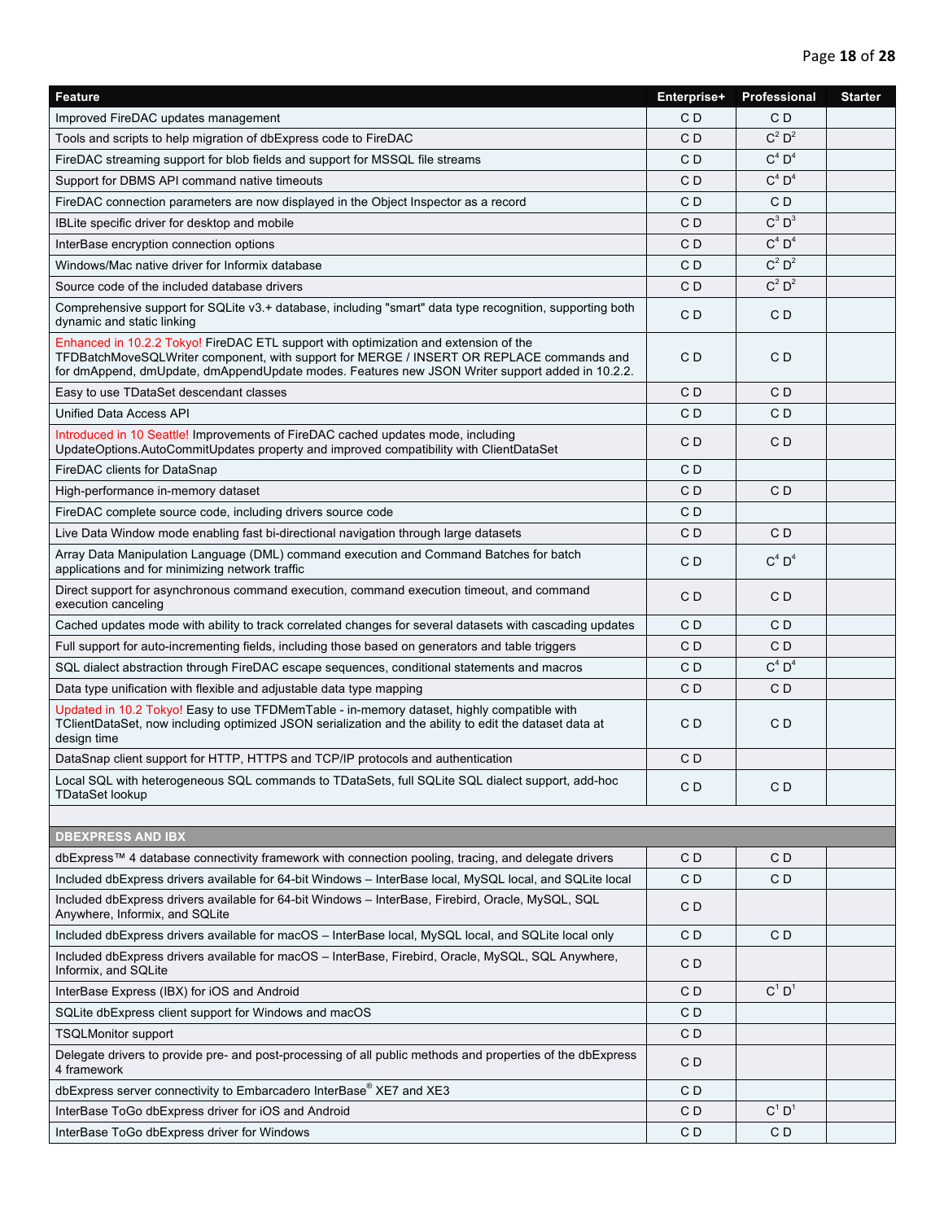| Feature | Enterprise+ | Professional | Starter |
|---|---|---|---|
| Improved FireDAC updates management | C D | C D | |
| Tools and scripts to help migration of dbExpress code to FireDAC | C D | C[2] D[2] | |
| FireDAC streaming support for blob fields and support for MSSQL file streams | C D | C[4] D[4] | |
| Support for DBMS API command native timeouts | C D | C[4] D[4] | |
| FireDAC connection parameters are now displayed in the Object Inspector as a record | C D | C D | |
| IBLite specific driver for desktop and mobile | C D | C[3] D[3] | |
| InterBase encryption connection options | C D | C[4] D[4] | |
| Windows/Mac native driver for Informix database | C D | C[2] D[2] | |
| Source code of the included database drivers | C D | C[2] D[2] | |
| Comprehensive support for SQLite v3.+ database, including "smart" data type recognition, supporting both dynamic and static linking | C D | C D | |
| Enhanced in 10.2.2 Tokyo! FireDAC ETL support with optimization and extension of the TFDBatchMoveSQLWriter component, with support for MERGE / INSERT OR REPLACE commands and for dmAppend, dmUpdate, dmAppendUpdate modes. Features new JSON Writer support added in 10.2.2. | C D | C D | |
| Easy to use TDataSet descendant classes | C D | C D | |
| Unified Data Access API | C D | C D | |
| Introduced in 10 Seattle! Improvements of FireDAC cached updates mode, including UpdateOptions.AutoCommitUpdates property and improved compatibility with ClientDataSet | C D | C D | |
| FireDAC clients for DataSnap | C D | | |
| High-performance in-memory dataset | C D | C D | |
| FireDAC complete source code, including drivers source code | C D | | |
| Live Data Window mode enabling fast bi-directional navigation through large datasets | C D | C D | |
| Array Data Manipulation Language (DML) command execution and Command Batches for batch applications and for minimizing network traffic | C D | C[4] D[4] | |
| Direct support for asynchronous command execution, command execution timeout, and command execution canceling | C D | C D | |
| Cached updates mode with ability to track correlated changes for several datasets with cascading updates | C D | C D | |
| Full support for auto-incrementing fields, including those based on generators and table triggers | C D | C D | |
| SQL dialect abstraction through FireDAC escape sequences, conditional statements and macros | C D | C[4] D[4] | |
| Data type unification with flexible and adjustable data type mapping | C D | C D | |
| Updated in 10.2 Tokyo! Easy to use TFDMemTable - in-memory dataset, highly compatible with TClientDataSet, now including optimized JSON serialization and the ability to edit the dataset data at design time | C D | C D | |
| DataSnap client support for HTTP, HTTPS and TCP/IP protocols and authentication | C D | | |
| Local SQL with heterogeneous SQL commands to TDataSets, full SQLite SQL dialect support, add-hoc TDataSet lookup | C D | C D | |
| | | | |
| **DBEXPRESS AND IBX** | | | |
| dbExpress™ 4 database connectivity framework with connection pooling, tracing, and delegate drivers | C D | C D | |
| Included dbExpress drivers available for 64-bit Windows – InterBase local, MySQL local, and SQLite local | C D | C D | |
| Included dbExpress drivers available for 64-bit Windows – InterBase, Firebird, Oracle, MySQL, SQL Anywhere, Informix, and SQLite | C D | | |
| Included dbExpress drivers available for macOS – InterBase local, MySQL local, and SQLite local only | C D | C D | |
| Included dbExpress drivers available for macOS – InterBase, Firebird, Oracle, MySQL, SQL Anywhere, Informix, and SQLite | C D | | |
| InterBase Express (IBX) for iOS and Android | C D | C[1] D[1] | |
| SQLite dbExpress client support for Windows and macOS | C D | | |
| TSQLMonitor support | C D | | |
| Delegate drivers to provide pre- and post-processing of all public methods and properties of the dbExpress 4 framework | C D | | |
| dbExpress server connectivity to Embarcadero InterBase® XE7 and XE3 | C D | | |
| InterBase ToGo dbExpress driver for iOS and Android | C D | C[1] D[1] | |
| InterBase ToGo dbExpress driver for Windows | C D | C D | |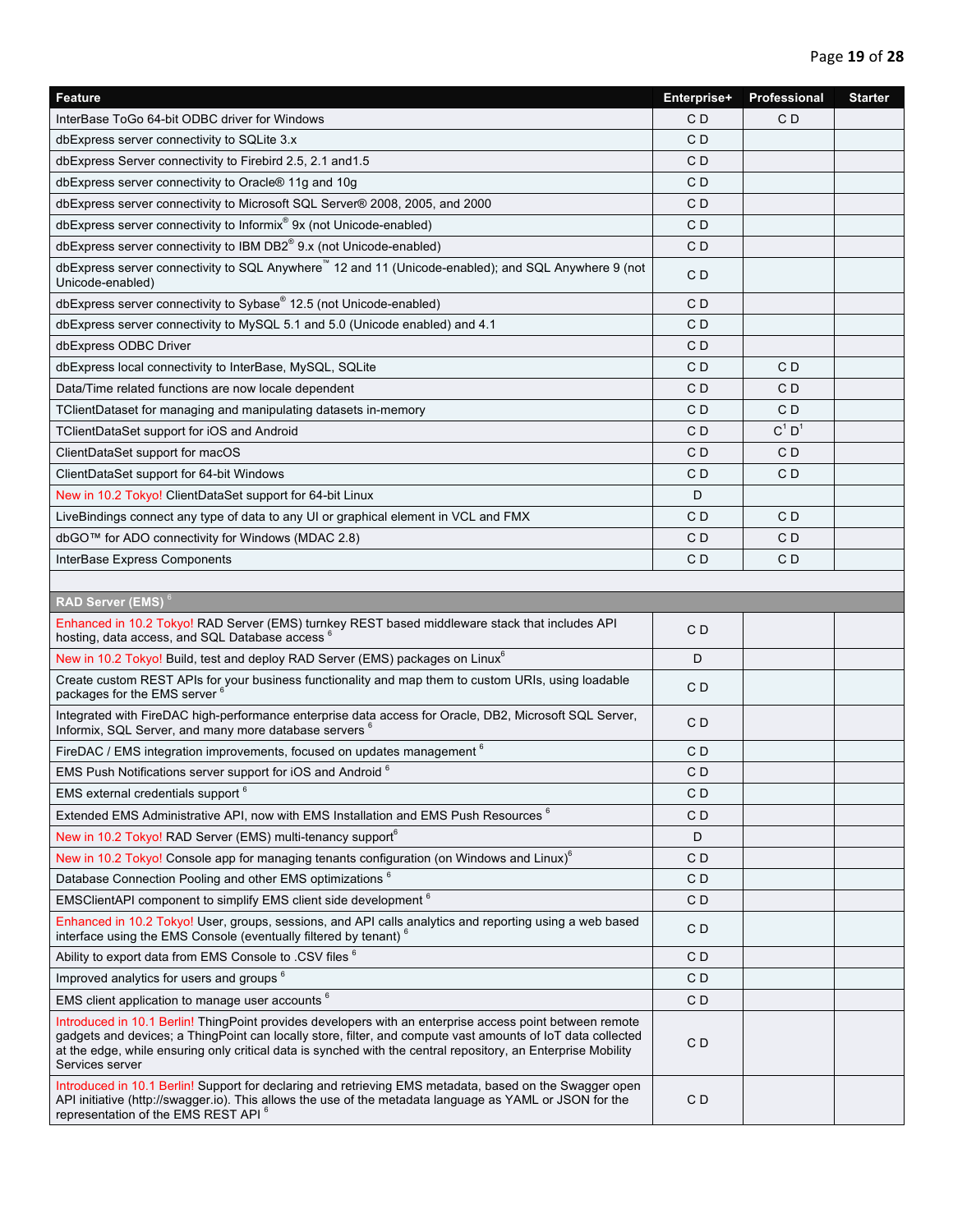| Feature | Enterprise+ | Professional | Starter |
|---|---|---|---|
| InterBase ToGo 64-bit ODBC driver for Windows | C D | C D | |
| dbExpress server connectivity to SQLite 3.x | C D | | |
| dbExpress Server connectivity to Firebird 2.5, 2.1 and1.5 | C D | | |
| dbExpress server connectivity to Oracle® 11g and 10g | C D | | |
| dbExpress server connectivity to Microsoft SQL Server® 2008, 2005, and 2000 | C D | | |
| dbExpress server connectivity to Informix® 9x (not Unicode-enabled) | C D | | |
| dbExpress server connectivity to IBM DB2® 9.x (not Unicode-enabled) | C D | | |
| dbExpress server connectivity to SQL Anywhere™ 12 and 11 (Unicode-enabled); and SQL Anywhere 9 (not Unicode-enabled) | C D | | |
| dbExpress server connectivity to Sybase® 12.5 (not Unicode-enabled) | C D | | |
| dbExpress server connectivity to MySQL 5.1 and 5.0 (Unicode enabled) and 4.1 | C D | | |
| dbExpress ODBC Driver | C D | | |
| dbExpress local connectivity to InterBase, MySQL, SQLite | C D | C D | |
| Data/Time related functions are now locale dependent | C D | C D | |
| TClientDataset for managing and manipulating datasets in-memory | C D | C D | |
| TClientDataSet support for iOS and Android | C D | C[1] D[1] | |
| ClientDataSet support for macOS | C D | C D | |
| ClientDataSet support for 64-bit Windows | C D | C D | |
| New in 10.2 Tokyo! ClientDataSet support for 64-bit Linux | D | | |
| LiveBindings connect any type of data to any UI or graphical element in VCL and FMX | C D | C D | |
| dbGO™ for ADO connectivity for Windows (MDAC 2.8) | C D | C D | |
| InterBase Express Components | C D | C D | |
| | | | |
| **RAD Server (EMS)** [6] | | | |
| Enhanced in 10.2 Tokyo! RAD Server (EMS) turnkey REST based middleware stack that includes API hosting, data access, and SQL Database access [6] | C D | | |
| New in 10.2 Tokyo! Build, test and deploy RAD Server (EMS) packages on Linux[6] | D | | |
| Create custom REST APIs for your business functionality and map them to custom URIs, using loadable packages for the EMS server [6] | C D | | |
| Integrated with FireDAC high-performance enterprise data access for Oracle, DB2, Microsoft SQL Server, Informix, SQL Server, and many more database servers [6] | C D | | |
| FireDAC / EMS integration improvements, focused on updates management [6] | C D | | |
| EMS Push Notifications server support for iOS and Android [6] | C D | | |
| EMS external credentials support [6] | C D | | |
| Extended EMS Administrative API, now with EMS Installation and EMS Push Resources [6] | C D | | |
| New in 10.2 Tokyo! RAD Server (EMS) multi-tenancy support[6] | D | | |
| New in 10.2 Tokyo! Console app for managing tenants configuration (on Windows and Linux)[6] | C D | | |
| Database Connection Pooling and other EMS optimizations [6] | C D | | |
| EMSClientAPI component to simplify EMS client side development [6] | C D | | |
| Enhanced in 10.2 Tokyo! User, groups, sessions, and API calls analytics and reporting using a web based interface using the EMS Console (eventually filtered by tenant) [6] | C D | | |
| Ability to export data from EMS Console to .CSV files [6] | C D | | |
| Improved analytics for users and groups [6] | C D | | |
| EMS client application to manage user accounts [6] | C D | | |
| Introduced in 10.1 Berlin! ThingPoint provides developers with an enterprise access point between remote gadgets and devices; a ThingPoint can locally store, filter, and compute vast amounts of IoT data collected at the edge, while ensuring only critical data is synched with the central repository, an Enterprise Mobility Services server | C D | | |
| Introduced in 10.1 Berlin! Support for declaring and retrieving EMS metadata, based on the Swagger open API initiative (http://swagger.io). This allows the use of the metadata language as YAML or JSON for the representation of the EMS REST API [6] | C D | | |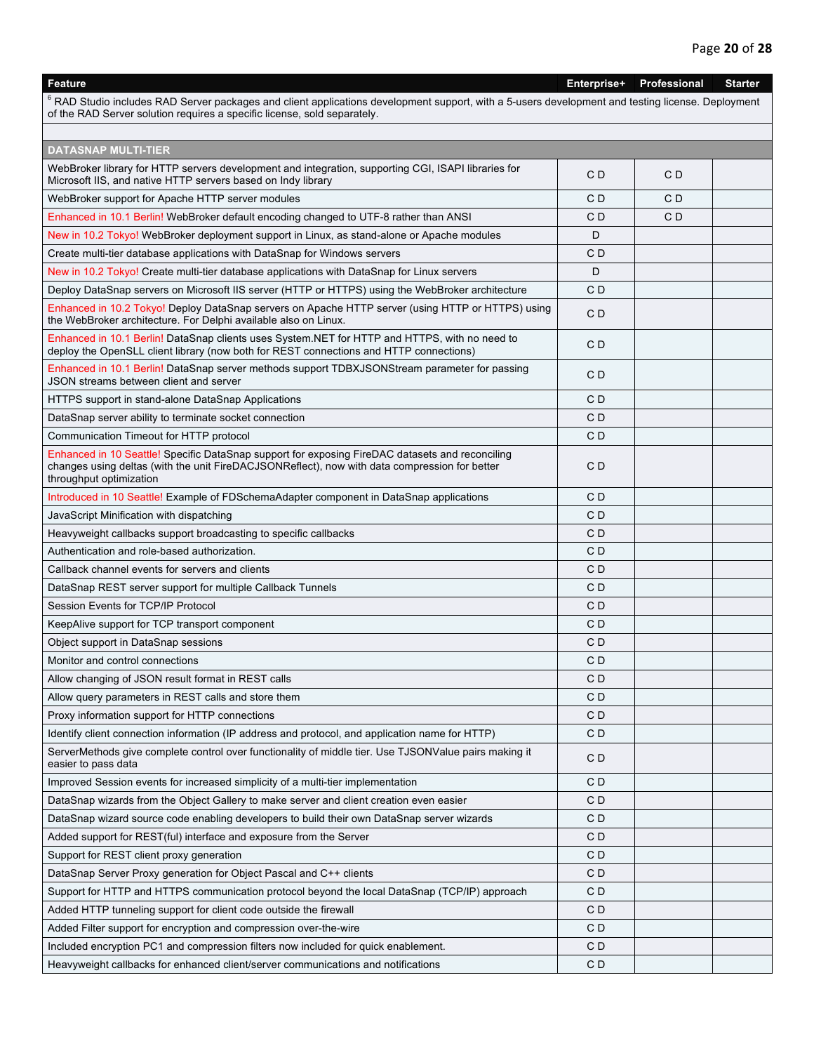| Feature | Enterprise+ | Professional | Starter |
|---|---|---|---|
| [6] RAD Studio includes RAD Server packages and client applications development support, with a 5-users development and testing license. Deployment of the RAD Server solution requires a specific license, sold separately. | | | |
| | | | |
| **DATASNAP MULTI-TIER** | | | |
| WebBroker library for HTTP servers development and integration, supporting CGI, ISAPI libraries for Microsoft IIS, and native HTTP servers based on Indy library | C D | C D | |
| WebBroker support for Apache HTTP server modules | C D | C D | |
| Enhanced in 10.1 Berlin! WebBroker default encoding changed to UTF-8 rather than ANSI | C D | C D | |
| New in 10.2 Tokyo! WebBroker deployment support in Linux, as stand-alone or Apache modules | D | | |
| Create multi-tier database applications with DataSnap for Windows servers | C D | | |
| New in 10.2 Tokyo! Create multi-tier database applications with DataSnap for Linux servers | D | | |
| Deploy DataSnap servers on Microsoft IIS server (HTTP or HTTPS) using the WebBroker architecture | C D | | |
| Enhanced in 10.2 Tokyo! Deploy DataSnap servers on Apache HTTP server (using HTTP or HTTPS) using the WebBroker architecture. For Delphi available also on Linux. | C D | | |
| Enhanced in 10.1 Berlin! DataSnap clients uses System.NET for HTTP and HTTPS, with no need to deploy the OpenSLL client library (now both for REST connections and HTTP connections) | C D | | |
| Enhanced in 10.1 Berlin! DataSnap server methods support TDBXJSONStream parameter for passing JSON streams between client and server | C D | | |
| HTTPS support in stand-alone DataSnap Applications | C D | | |
| DataSnap server ability to terminate socket connection | C D | | |
| Communication Timeout for HTTP protocol | C D | | |
| Enhanced in 10 Seattle! Specific DataSnap support for exposing FireDAC datasets and reconciling changes using deltas (with the unit FireDACJSONReflect), now with data compression for better throughput optimization | C D | | |
| Introduced in 10 Seattle! Example of FDSchemaAdapter component in DataSnap applications | C D | | |
| JavaScript Minification with dispatching | C D | | |
| Heavyweight callbacks support broadcasting to specific callbacks | C D | | |
| Authentication and role-based authorization. | C D | | |
| Callback channel events for servers and clients | C D | | |
| DataSnap REST server support for multiple Callback Tunnels | C D | | |
| Session Events for TCP/IP Protocol | C D | | |
| KeepAlive support for TCP transport component | C D | | |
| Object support in DataSnap sessions | C D | | |
| Monitor and control connections | C D | | |
| Allow changing of JSON result format in REST calls | C D | | |
| Allow query parameters in REST calls and store them | C D | | |
| Proxy information support for HTTP connections | C D | | |
| Identify client connection information (IP address and protocol, and application name for HTTP) | C D | | |
| ServerMethods give complete control over functionality of middle tier. Use TJSONValue pairs making it easier to pass data | C D | | |
| Improved Session events for increased simplicity of a multi-tier implementation | C D | | |
| DataSnap wizards from the Object Gallery to make server and client creation even easier | C D | | |
| DataSnap wizard source code enabling developers to build their own DataSnap server wizards | C D | | |
| Added support for REST(ful) interface and exposure from the Server | C D | | |
| Support for REST client proxy generation | C D | | |
| DataSnap Server Proxy generation for Object Pascal and C++ clients | C D | | |
| Support for HTTP and HTTPS communication protocol beyond the local DataSnap (TCP/IP) approach | C D | | |
| Added HTTP tunneling support for client code outside the firewall | C D | | |
| Added Filter support for encryption and compression over-the-wire | C D | | |
| Included encryption PC1 and compression filters now included for quick enablement. | C D | | |
| Heavyweight callbacks for enhanced client/server communications and notifications | C D | | |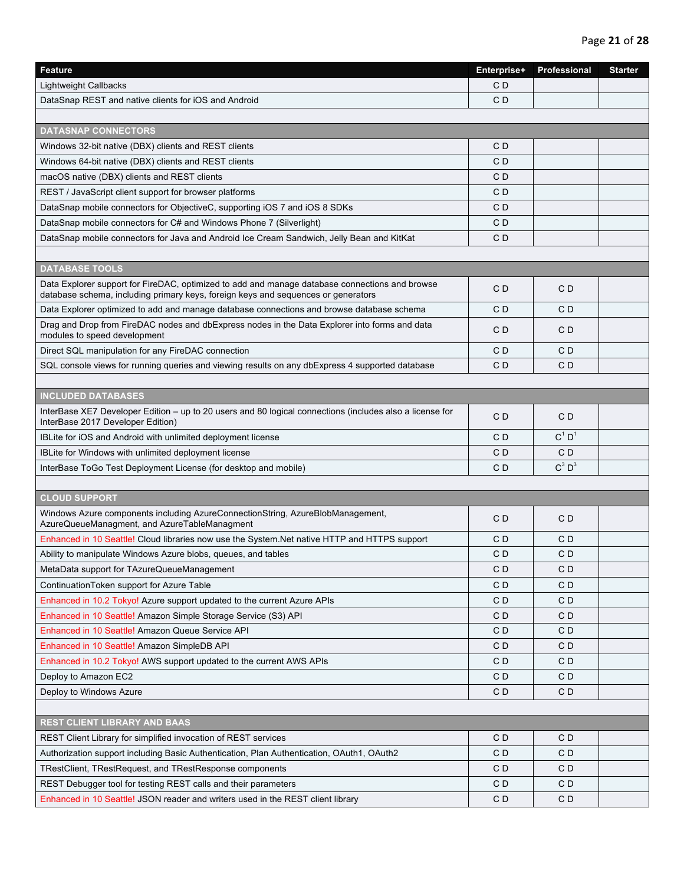| Feature | Enterprise+ | Professional | Starter |
|---|---|---|---|
| Lightweight Callbacks | C D | | |
| DataSnap REST and native clients for iOS and Android | C D | | |
| | | | |
| **DATASNAP CONNECTORS** | | | |
| Windows 32-bit native (DBX) clients and REST clients | C D | | |
| Windows 64-bit native (DBX) clients and REST clients | C D | | |
| macOS native (DBX) clients and REST clients | C D | | |
| REST / JavaScript client support for browser platforms | C D | | |
| DataSnap mobile connectors for ObjectiveC, supporting iOS 7 and iOS 8 SDKs | C D | | |
| DataSnap mobile connectors for C# and Windows Phone 7 (Silverlight) | C D | | |
| DataSnap mobile connectors for Java and Android Ice Cream Sandwich, Jelly Bean and KitKat | C D | | |
| | | | |
| **DATABASE TOOLS** | | | |
| Data Explorer support for FireDAC, optimized to add and manage database connections and browse database schema, including primary keys, foreign keys and sequences or generators | C D | C D | |
| Data Explorer optimized to add and manage database connections and browse database schema | C D | C D | |
| Drag and Drop from FireDAC nodes and dbExpress nodes in the Data Explorer into forms and data modules to speed development | C D | C D | |
| Direct SQL manipulation for any FireDAC connection | C D | C D | |
| SQL console views for running queries and viewing results on any dbExpress 4 supported database | C D | C D | |
| | | | |
| **INCLUDED DATABASES** | | | |
| InterBase XE7 Developer Edition – up to 20 users and 80 logical connections (includes also a license for InterBase 2017 Developer Edition) | C D | C D | |
| IBLite for iOS and Android with unlimited deployment license | C D | C[1] D[1] | |
| IBLite for Windows with unlimited deployment license | C D | C D | |
| InterBase ToGo Test Deployment License (for desktop and mobile) | C D | C[3] D[3] | |
| | | | |
| **CLOUD SUPPORT** | | | |
| Windows Azure components including AzureConnectionString, AzureBlobManagement, AzureQueueManagment, and AzureTableManagment | C D | C D | |
| Enhanced in 10 Seattle! Cloud libraries now use the System.Net native HTTP and HTTPS support | C D | C D | |
| Ability to manipulate Windows Azure blobs, queues, and tables | C D | C D | |
| MetaData support for TAzureQueueManagement | C D | C D | |
| ContinuationToken support for Azure Table | C D | C D | |
| Enhanced in 10.2 Tokyo! Azure support updated to the current Azure APIs | C D | C D | |
| Enhanced in 10 Seattle! Amazon Simple Storage Service (S3) API | C D | C D | |
| Enhanced in 10 Seattle! Amazon Queue Service API | C D | C D | |
| Enhanced in 10 Seattle! Amazon SimpleDB API | C D | C D | |
| Enhanced in 10.2 Tokyo! AWS support updated to the current AWS APIs | C D | C D | |
| Deploy to Amazon EC2 | C D | C D | |
| Deploy to Windows Azure | C D | C D | |
| | | | |
| **REST CLIENT LIBRARY AND BAAS** | | | |
| REST Client Library for simplified invocation of REST services | C D | C D | |
| Authorization support including Basic Authentication, Plan Authentication, OAuth1, OAuth2 | C D | C D | |
| TRestClient, TRestRequest, and TRestResponse components | C D | C D | |
| REST Debugger tool for testing REST calls and their parameters | C D | C D | |
| Enhanced in 10 Seattle! JSON reader and writers used in the REST client library | C D | C D | |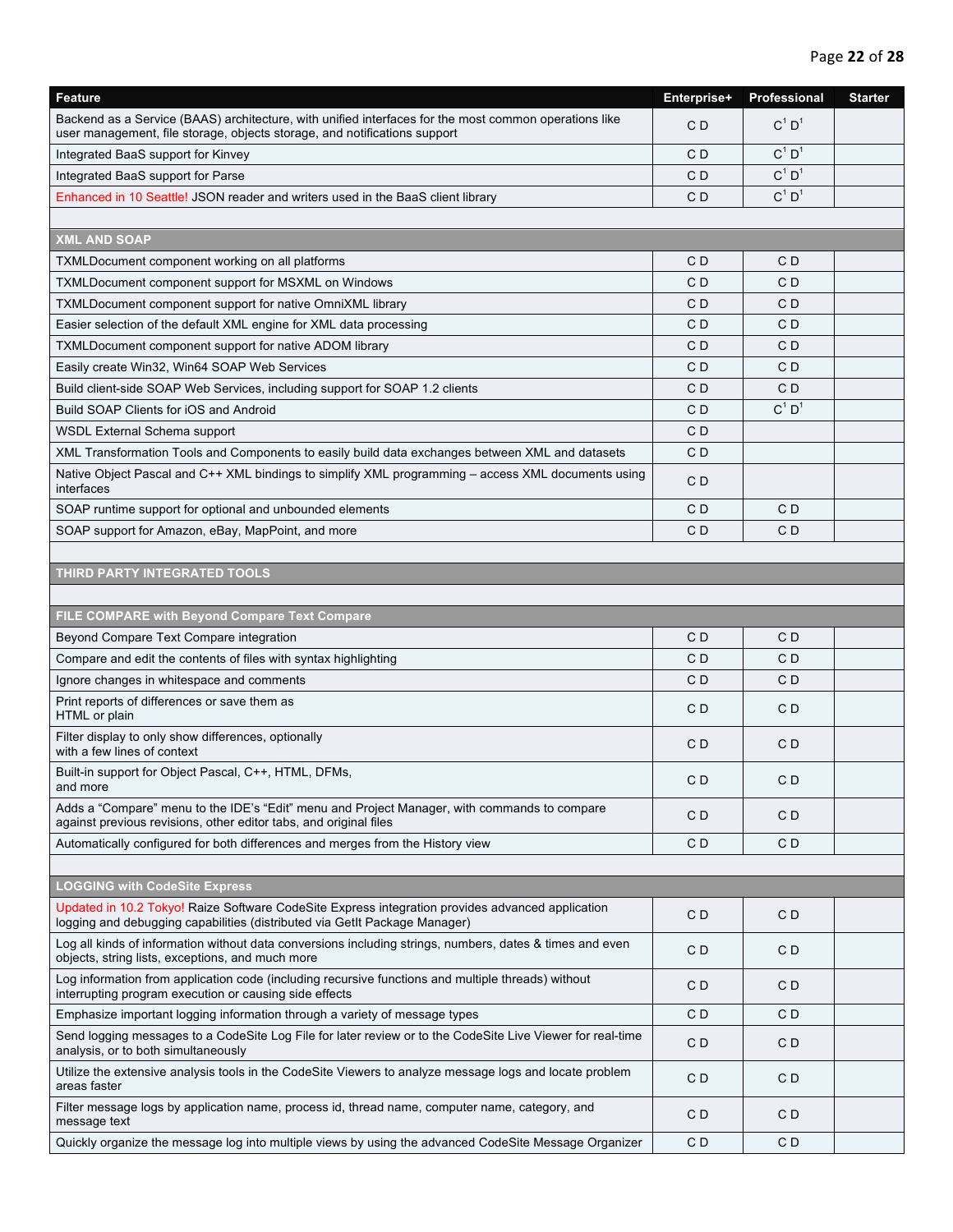| Feature | Enterprise+ | Professional | Starter |
|---|---|---|---|
| Backend as a Service (BAAS) architecture, with unified interfaces for the most common operations like user management, file storage, objects storage, and notifications support | C D | C[1] D[1] | |
| Integrated BaaS support for Kinvey | C D | C[1] D[1] | |
| Integrated BaaS support for Parse | C D | C[1] D[1] | |
| Enhanced in 10 Seattle! JSON reader and writers used in the BaaS client library | C D | C[1] D[1] | |
| | | | |
| **XML AND SOAP** | | | |
| TXMLDocument component working on all platforms | C D | C D | |
| TXMLDocument component support for MSXML on Windows | C D | C D | |
| TXMLDocument component support for native OmniXML library | C D | C D | |
| Easier selection of the default XML engine for XML data processing | C D | C D | |
| TXMLDocument component support for native ADOM library | C D | C D | |
| Easily create Win32, Win64 SOAP Web Services | C D | C D | |
| Build client-side SOAP Web Services, including support for SOAP 1.2 clients | C D | C D | |
| Build SOAP Clients for iOS and Android | C D | C[1] D[1] | |
| WSDL External Schema support | C D | | |
| XML Transformation Tools and Components to easily build data exchanges between XML and datasets | C D | | |
| Native Object Pascal and C++ XML bindings to simplify XML programming – access XML documents using interfaces | C D | | |
| SOAP runtime support for optional and unbounded elements | C D | C D | |
| SOAP support for Amazon, eBay, MapPoint, and more | C D | C D | |
| | | | |
| **THIRD PARTY INTEGRATED TOOLS** | | | |
| | | | |
| **FILE COMPARE with Beyond Compare Text Compare** | | | |
| Beyond Compare Text Compare integration | C D | C D | |
| Compare and edit the contents of files with syntax highlighting | C D | C D | |
| Ignore changes in whitespace and comments | C D | C D | |
| Print reports of differences or save them as HTML or plain | C D | C D | |
| Filter display to only show differences, optionally with a few lines of context | C D | C D | |
| Built-in support for Object Pascal, C++, HTML, DFMs, and more | C D | C D | |
| Adds a "Compare" menu to the IDE's "Edit" menu and Project Manager, with commands to compare against previous revisions, other editor tabs, and original files | C D | C D | |
| Automatically configured for both differences and merges from the History view | C D | C D | |
| | | | |
| **LOGGING with CodeSite Express** | | | |
| Updated in 10.2 Tokyo! Raize Software CodeSite Express integration provides advanced application logging and debugging capabilities (distributed via GetIt Package Manager) | C D | C D | |
| Log all kinds of information without data conversions including strings, numbers, dates & times and even objects, string lists, exceptions, and much more | C D | C D | |
| Log information from application code (including recursive functions and multiple threads) without interrupting program execution or causing side effects | C D | C D | |
| Emphasize important logging information through a variety of message types | C D | C D | |
| Send logging messages to a CodeSite Log File for later review or to the CodeSite Live Viewer for real-time analysis, or to both simultaneously | C D | C D | |
| Utilize the extensive analysis tools in the CodeSite Viewers to analyze message logs and locate problem areas faster | C D | C D | |
| Filter message logs by application name, process id, thread name, computer name, category, and message text | C D | C D | |
| Quickly organize the message log into multiple views by using the advanced CodeSite Message Organizer | C D | C D | |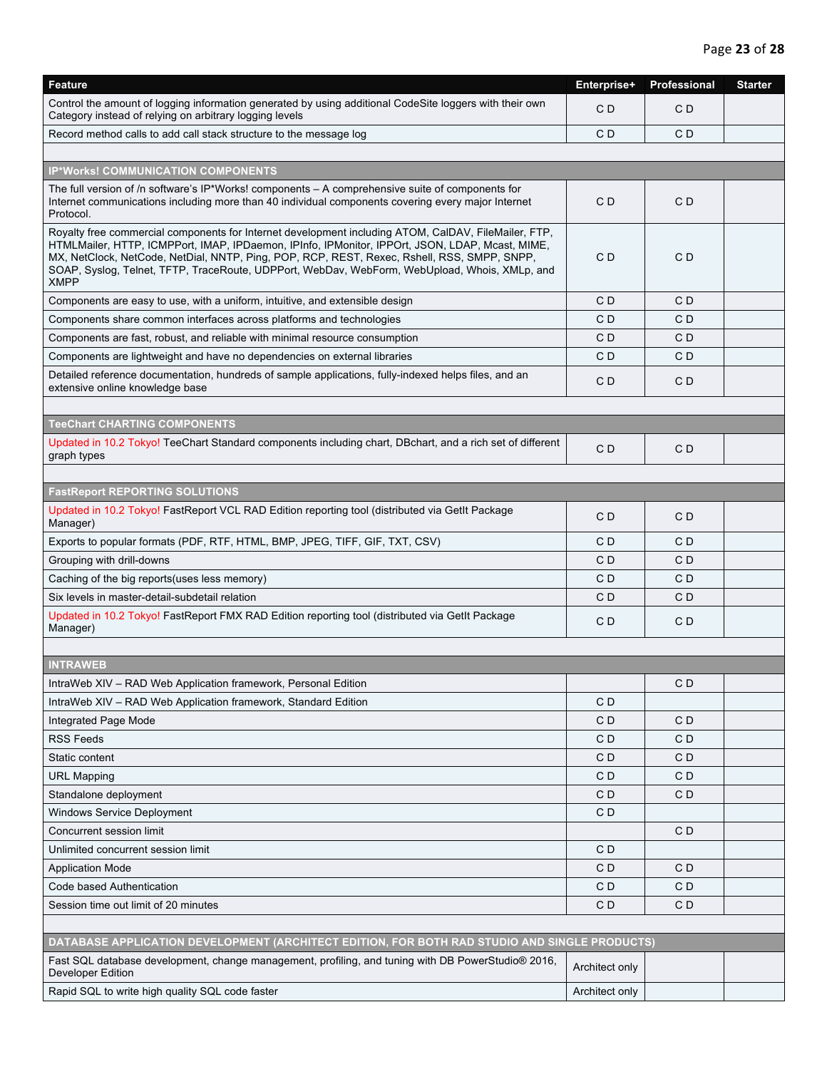| Feature | Enterprise+ | Professional | Starter |
|---|---|---|---|
| Control the amount of logging information generated by using additional CodeSite loggers with their own Category instead of relying on arbitrary logging levels | C D | C D | |
| Record method calls to add call stack structure to the message log | C D | C D | |
| | | | |
| **IP*Works! COMMUNICATION COMPONENTS** | | | |
| The full version of /n software's IP*Works! components – A comprehensive suite of components for Internet communications including more than 40 individual components covering every major Internet Protocol. | C D | C D | |
| Royalty free commercial components for Internet development including ATOM, CalDAV, FileMailer, FTP, HTMLMailer, HTTP, ICMPPort, IMAP, IPDaemon, IPInfo, IPMonitor, IPPOrt, JSON, LDAP, Mcast, MIME, MX, NetClock, NetCode, NetDial, NNTP, Ping, POP, RCP, REST, Rexec, Rshell, RSS, SMPP, SNPP, SOAP, Syslog, Telnet, TFTP, TraceRoute, UDPPort, WebDav, WebForm, WebUpload, Whois, XMLp, and XMPP | C D | C D | |
| Components are easy to use, with a uniform, intuitive, and extensible design | C D | C D | |
| Components share common interfaces across platforms and technologies | C D | C D | |
| Components are fast, robust, and reliable with minimal resource consumption | C D | C D | |
| Components are lightweight and have no dependencies on external libraries | C D | C D | |
| Detailed reference documentation, hundreds of sample applications, fully-indexed helps files, and an extensive online knowledge base | C D | C D | |
| | | | |
| **TeeChart CHARTING COMPONENTS** | | | |
| Updated in 10.2 Tokyo! TeeChart Standard components including chart, DBchart, and a rich set of different graph types | C D | C D | |
| | | | |
| **FastReport REPORTING SOLUTIONS** | | | |
| Updated in 10.2 Tokyo! FastReport VCL RAD Edition reporting tool (distributed via GetIt Package Manager) | C D | C D | |
| Exports to popular formats (PDF, RTF, HTML, BMP, JPEG, TIFF, GIF, TXT, CSV) | C D | C D | |
| Grouping with drill-downs | C D | C D | |
| Caching of the big reports(uses less memory) | C D | C D | |
| Six levels in master-detail-subdetail relation | C D | C D | |
| Updated in 10.2 Tokyo! FastReport FMX RAD Edition reporting tool (distributed via GetIt Package Manager) | C D | C D | |
| | | | |
| **INTRAWEB** | | | |
| IntraWeb XIV – RAD Web Application framework, Personal Edition | | C D | |
| IntraWeb XIV – RAD Web Application framework, Standard Edition | C D | | |
| Integrated Page Mode | C D | C D | |
| RSS Feeds | C D | C D | |
| Static content | C D | C D | |
| URL Mapping | C D | C D | |
| Standalone deployment | C D | C D | |
| Windows Service Deployment | C D | | |
| Concurrent session limit | | C D | |
| Unlimited concurrent session limit | C D | | |
| Application Mode | C D | C D | |
| Code based Authentication | C D | C D | |
| Session time out limit of 20 minutes | C D | C D | |
| | | | |
| **DATABASE APPLICATION DEVELOPMENT (ARCHITECT EDITION, FOR BOTH RAD STUDIO AND SINGLE PRODUCTS)** | | | |
| Fast SQL database development, change management, profiling, and tuning with DB PowerStudio® 2016, Developer Edition | Architect only | | |
| Rapid SQL to write high quality SQL code faster | Architect only | | |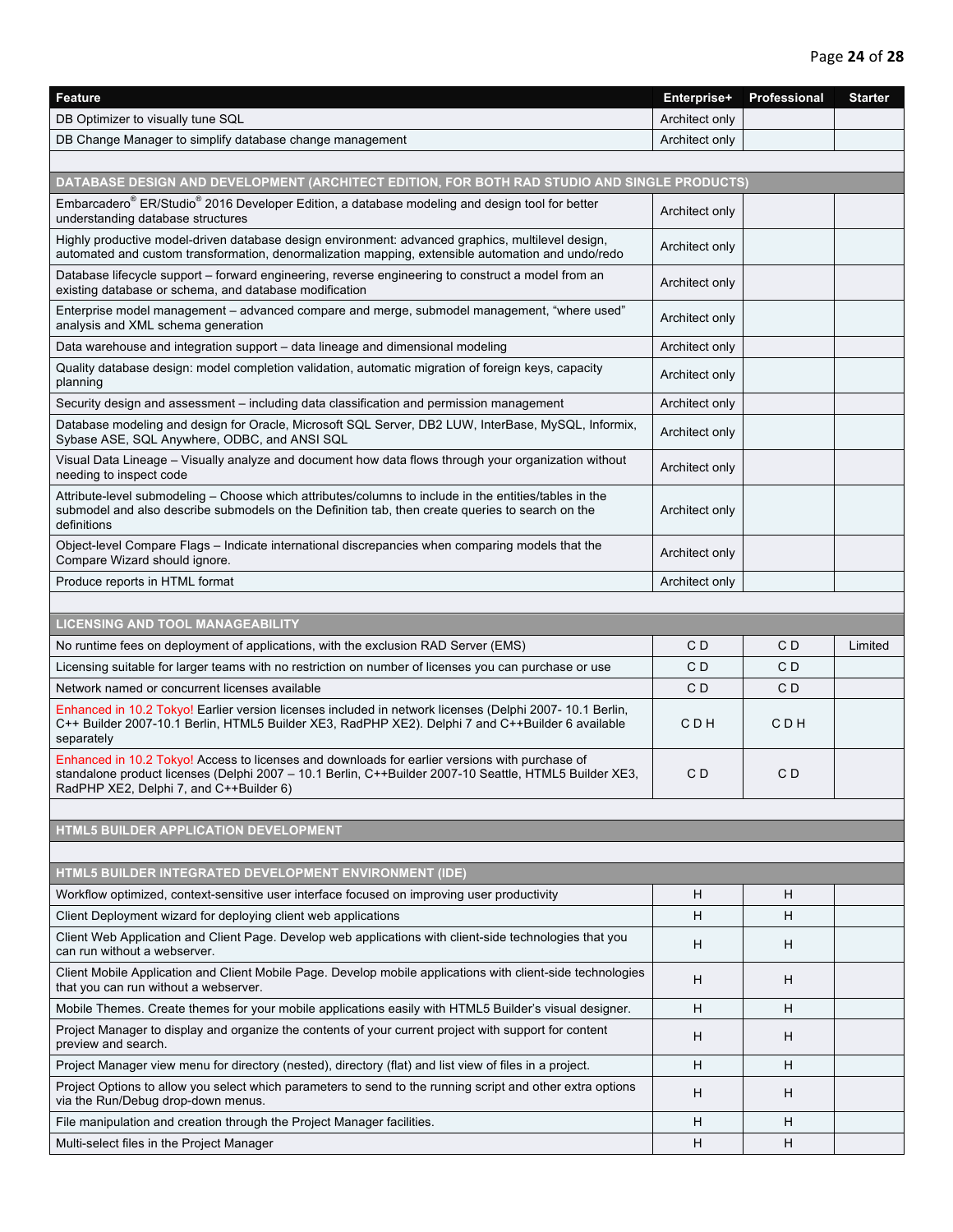| Feature | Enterprise+ | Professional | Starter |
|---|---|---|---|
| DB Optimizer to visually tune SQL | Architect only | | |
| DB Change Manager to simplify database change management | Architect only | | |
| | | | |
| **DATABASE DESIGN AND DEVELOPMENT (ARCHITECT EDITION, FOR BOTH RAD STUDIO AND SINGLE PRODUCTS)** | | | |
| Embarcadero® ER/Studio® 2016 Developer Edition, a database modeling and design tool for better understanding database structures | Architect only | | |
| Highly productive model-driven database design environment: advanced graphics, multilevel design, automated and custom transformation, denormalization mapping, extensible automation and undo/redo | Architect only | | |
| Database lifecycle support – forward engineering, reverse engineering to construct a model from an existing database or schema, and database modification | Architect only | | |
| Enterprise model management – advanced compare and merge, submodel management, "where used" analysis and XML schema generation | Architect only | | |
| Data warehouse and integration support – data lineage and dimensional modeling | Architect only | | |
| Quality database design: model completion validation, automatic migration of foreign keys, capacity planning | Architect only | | |
| Security design and assessment – including data classification and permission management | Architect only | | |
| Database modeling and design for Oracle, Microsoft SQL Server, DB2 LUW, InterBase, MySQL, Informix, Sybase ASE, SQL Anywhere, ODBC, and ANSI SQL | Architect only | | |
| Visual Data Lineage – Visually analyze and document how data flows through your organization without needing to inspect code | Architect only | | |
| Attribute-level submodeling – Choose which attributes/columns to include in the entities/tables in the submodel and also describe submodels on the Definition tab, then create queries to search on the definitions | Architect only | | |
| Object-level Compare Flags – Indicate international discrepancies when comparing models that the Compare Wizard should ignore. | Architect only | | |
| Produce reports in HTML format | Architect only | | |
| | | | |
| **LICENSING AND TOOL MANAGEABILITY** | | | |
| No runtime fees on deployment of applications, with the exclusion RAD Server (EMS) | C D | C D | Limited |
| Licensing suitable for larger teams with no restriction on number of licenses you can purchase or use | C D | C D | |
| Network named or concurrent licenses available | C D | C D | |
| Enhanced in 10.2 Tokyo! Earlier version licenses included in network licenses (Delphi 2007- 10.1 Berlin, C++ Builder 2007-10.1 Berlin, HTML5 Builder XE3, RadPHP XE2). Delphi 7 and C++Builder 6 available separately | C D H | C D H | |
| Enhanced in 10.2 Tokyo! Access to licenses and downloads for earlier versions with purchase of standalone product licenses (Delphi 2007 – 10.1 Berlin, C++Builder 2007-10 Seattle, HTML5 Builder XE3, RadPHP XE2, Delphi 7, and C++Builder 6) | C D | C D | |
| | | | |
| **HTML5 BUILDER APPLICATION DEVELOPMENT** | | | |
| | | | |
| **HTML5 BUILDER INTEGRATED DEVELOPMENT ENVIRONMENT (IDE)** | | | |
| Workflow optimized, context-sensitive user interface focused on improving user productivity | H | H | |
| Client Deployment wizard for deploying client web applications | H | H | |
| Client Web Application and Client Page. Develop web applications with client-side technologies that you can run without a webserver. | H | H | |
| Client Mobile Application and Client Mobile Page. Develop mobile applications with client-side technologies that you can run without a webserver. | H | H | |
| Mobile Themes. Create themes for your mobile applications easily with HTML5 Builder's visual designer. | H | H | |
| Project Manager to display and organize the contents of your current project with support for content preview and search. | H | H | |
| Project Manager view menu for directory (nested), directory (flat) and list view of files in a project. | H | H | |
| Project Options to allow you select which parameters to send to the running script and other extra options via the Run/Debug drop-down menus. | H | H | |
| File manipulation and creation through the Project Manager facilities. | H | H | |
| Multi-select files in the Project Manager | H | H | |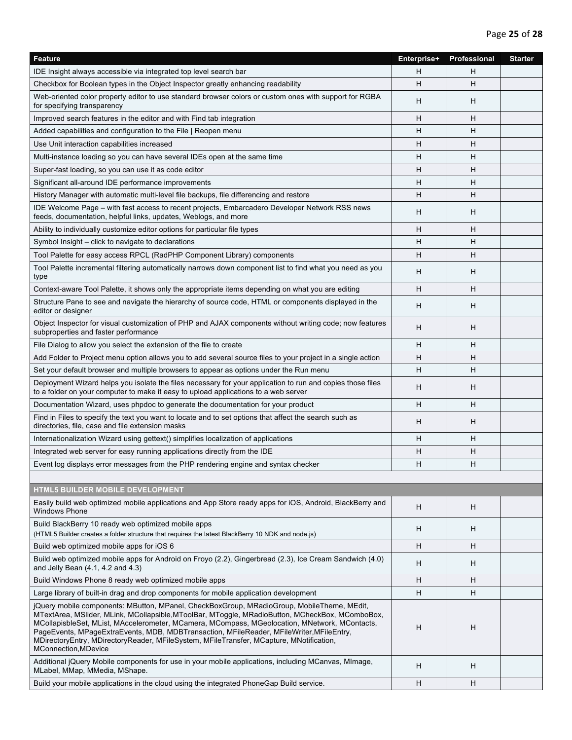| Feature | Enterprise+ | Professional | Starter |
|---|---|---|---|
| IDE Insight always accessible via integrated top level search bar | H | H | |
| Checkbox for Boolean types in the Object Inspector greatly enhancing readability | H | H | |
| Web-oriented color property editor to use standard browser colors or custom ones with support for RGBA for specifying transparency | H | H | |
| Improved search features in the editor and with Find tab integration | H | H | |
| Added capabilities and configuration to the File \| Reopen menu | H | H | |
| Use Unit interaction capabilities increased | H | H | |
| Multi-instance loading so you can have several IDEs open at the same time | H | H | |
| Super-fast loading, so you can use it as code editor | H | H | |
| Significant all-around IDE performance improvements | H | H | |
| History Manager with automatic multi-level file backups, file differencing and restore | H | H | |
| IDE Welcome Page – with fast access to recent projects, Embarcadero Developer Network RSS news feeds, documentation, helpful links, updates, Weblogs, and more | H | H | |
| Ability to individually customize editor options for particular file types | H | H | |
| Symbol Insight – click to navigate to declarations | H | H | |
| Tool Palette for easy access RPCL (RadPHP Component Library) components | H | H | |
| Tool Palette incremental filtering automatically narrows down component list to find what you need as you type | H | H | |
| Context-aware Tool Palette, it shows only the appropriate items depending on what you are editing | H | H | |
| Structure Pane to see and navigate the hierarchy of source code, HTML or components displayed in the editor or designer | H | H | |
| Object Inspector for visual customization of PHP and AJAX components without writing code; now features subproperties and faster performance | H | H | |
| File Dialog to allow you select the extension of the file to create | H | H | |
| Add Folder to Project menu option allows you to add several source files to your project in a single action | H | H | |
| Set your default browser and multiple browsers to appear as options under the Run menu | H | H | |
| Deployment Wizard helps you isolate the files necessary for your application to run and copies those files to a folder on your computer to make it easy to upload applications to a web server | H | H | |
| Documentation Wizard, uses phpdoc to generate the documentation for your product | H | H | |
| Find in Files to specify the text you want to locate and to set options that affect the search such as directories, file, case and file extension masks | H | H | |
| Internationalization Wizard using gettext() simplifies localization of applications | H | H | |
| Integrated web server for easy running applications directly from the IDE | H | H | |
| Event log displays error messages from the PHP rendering engine and syntax checker | H | H | |
| | | | |
| **HTML5 BUILDER MOBILE DEVELOPMENT** | | | |
| Easily build web optimized mobile applications and App Store ready apps for iOS, Android, BlackBerry and Windows Phone | H | H | |
| Build BlackBerry 10 ready web optimized mobile apps (HTML5 Builder creates a folder structure that requires the latest BlackBerry 10 NDK and node.js) | H | H | |
| Build web optimized mobile apps for iOS 6 | H | H | |
| Build web optimized mobile apps for Android on Froyo (2.2), Gingerbread (2.3), Ice Cream Sandwich (4.0) and Jelly Bean (4.1, 4.2 and 4.3) | H | H | |
| Build Windows Phone 8 ready web optimized mobile apps | H | H | |
| Large library of built-in drag and drop components for mobile application development | H | H | |
| jQuery mobile components: MButton, MPanel, CheckBoxGroup, MRadioGroup, MobileTheme, MEdit, MTextArea, MSlider, MLink, MCollapsible,MToolBar, MToggle, MRadioButton, MCheckBox, MComboBox, MCollapsibleSet, MList, MAccelerometer, MCamera, MCompass, MGeolocation, MNetwork, MContacts, PageEvents, MPageExtraEvents, MDB, MDBTransaction, MFileReader, MFileWriter,MFileEntry, MDirectoryEntry, MDirectoryReader, MFileSystem, MFileTransfer, MCapture, MNotification, MConnection,MDevice | H | H | |
| Additional jQuery Mobile components for use in your mobile applications, including MCanvas, MImage, MLabel, MMap, MMedia, MShape. | H | H | |
| Build your mobile applications in the cloud using the integrated PhoneGap Build service. | H | H | |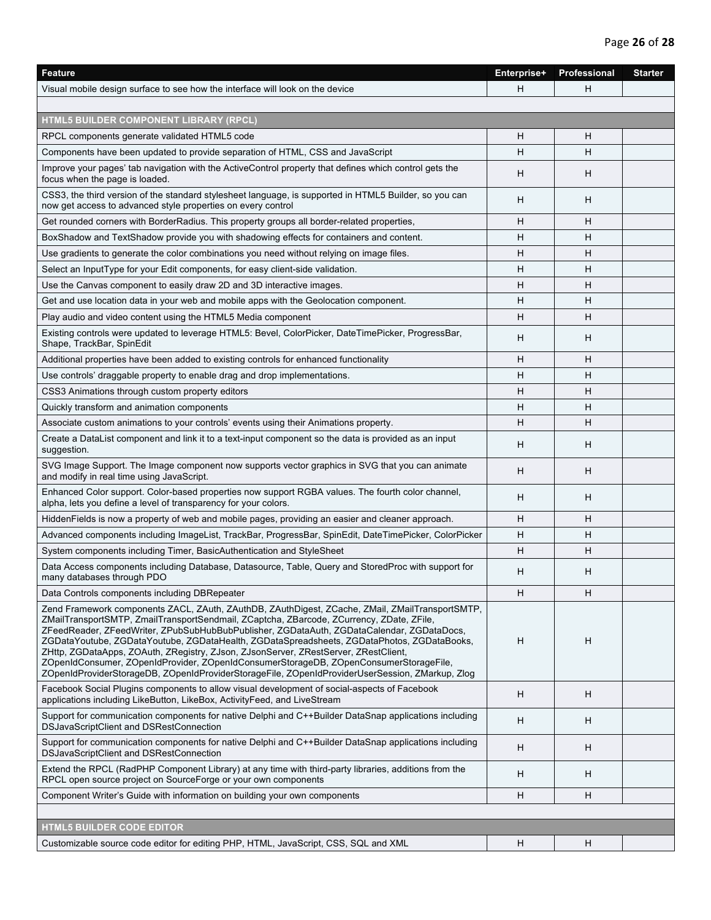| Feature | Enterprise+ | Professional | Starter |
|---|---|---|---|
| Visual mobile design surface to see how the interface will look on the device | H | H | |
| | | | |
| **HTML5 BUILDER COMPONENT LIBRARY (RPCL)** | | | |
| RPCL components generate validated HTML5 code | H | H | |
| Components have been updated to provide separation of HTML, CSS and JavaScript | H | H | |
| Improve your pages' tab navigation with the ActiveControl property that defines which control gets the focus when the page is loaded. | H | H | |
| CSS3, the third version of the standard stylesheet language, is supported in HTML5 Builder, so you can now get access to advanced style properties on every control | H | H | |
| Get rounded corners with BorderRadius. This property groups all border-related properties, | H | H | |
| BoxShadow and TextShadow provide you with shadowing effects for containers and content. | H | H | |
| Use gradients to generate the color combinations you need without relying on image files. | H | H | |
| Select an InputType for your Edit components, for easy client-side validation. | H | H | |
| Use the Canvas component to easily draw 2D and 3D interactive images. | H | H | |
| Get and use location data in your web and mobile apps with the Geolocation component. | H | H | |
| Play audio and video content using the HTML5 Media component | H | H | |
| Existing controls were updated to leverage HTML5: Bevel, ColorPicker, DateTimePicker, ProgressBar, Shape, TrackBar, SpinEdit | H | H | |
| Additional properties have been added to existing controls for enhanced functionality | H | H | |
| Use controls' draggable property to enable drag and drop implementations. | H | H | |
| CSS3 Animations through custom property editors | H | H | |
| Quickly transform and animation components | H | H | |
| Associate custom animations to your controls' events using their Animations property. | H | H | |
| Create a DataList component and link it to a text-input component so the data is provided as an input suggestion. | H | H | |
| SVG Image Support. The Image component now supports vector graphics in SVG that you can animate and modify in real time using JavaScript. | H | H | |
| Enhanced Color support. Color-based properties now support RGBA values. The fourth color channel, alpha, lets you define a level of transparency for your colors. | H | H | |
| HiddenFields is now a property of web and mobile pages, providing an easier and cleaner approach. | H | H | |
| Advanced components including ImageList, TrackBar, ProgressBar, SpinEdit, DateTimePicker, ColorPicker | H | H | |
| System components including Timer, BasicAuthentication and StyleSheet | H | H | |
| Data Access components including Database, Datasource, Table, Query and StoredProc with support for many databases through PDO | H | H | |
| Data Controls components including DBRepeater | H | H | |
| Zend Framework components ZACL, ZAuth, ZAuthDB, ZAuthDigest, ZCache, ZMail, ZMailTransportSMTP, ZMailTransportSMTP, ZmailTransportSendmail, ZCaptcha, ZBarcode, ZCurrency, ZDate, ZFile, ZFeedReader, ZFeedWriter, ZPubSubHubBubPublisher, ZGDataAuth, ZGDataCalendar, ZGDataDocs, ZGDataYoutube, ZGDataYoutube, ZGDataHealth, ZGDataSpreadsheets, ZGDataPhotos, ZGDataBooks, ZHttp, ZGDataApps, ZOAuth, ZRegistry, ZJson, ZJsonServer, ZRestServer, ZRestClient, ZOpenIdConsumer, ZOpenIdProvider, ZOpenIdConsumerStorageDB, ZOpenConsumerStorageFile, ZOpenIdProviderStorageDB, ZOpenIdProviderStorageFile, ZOpenIdProviderUserSession, ZMarkup, Zlog | H | H | |
| Facebook Social Plugins components to allow visual development of social-aspects of Facebook applications including LikeButton, LikeBox, ActivityFeed, and LiveStream | H | H | |
| Support for communication components for native Delphi and C++Builder DataSnap applications including DSJavaScriptClient and DSRestConnection | H | H | |
| Support for communication components for native Delphi and C++Builder DataSnap applications including DSJavaScriptClient and DSRestConnection | H | H | |
| Extend the RPCL (RadPHP Component Library) at any time with third-party libraries, additions from the RPCL open source project on SourceForge or your own components | H | H | |
| Component Writer's Guide with information on building your own components | H | H | |
| | | | |
| **HTML5 BUILDER CODE EDITOR** | | | |
| Customizable source code editor for editing PHP, HTML, JavaScript, CSS, SQL and XML | H | H | |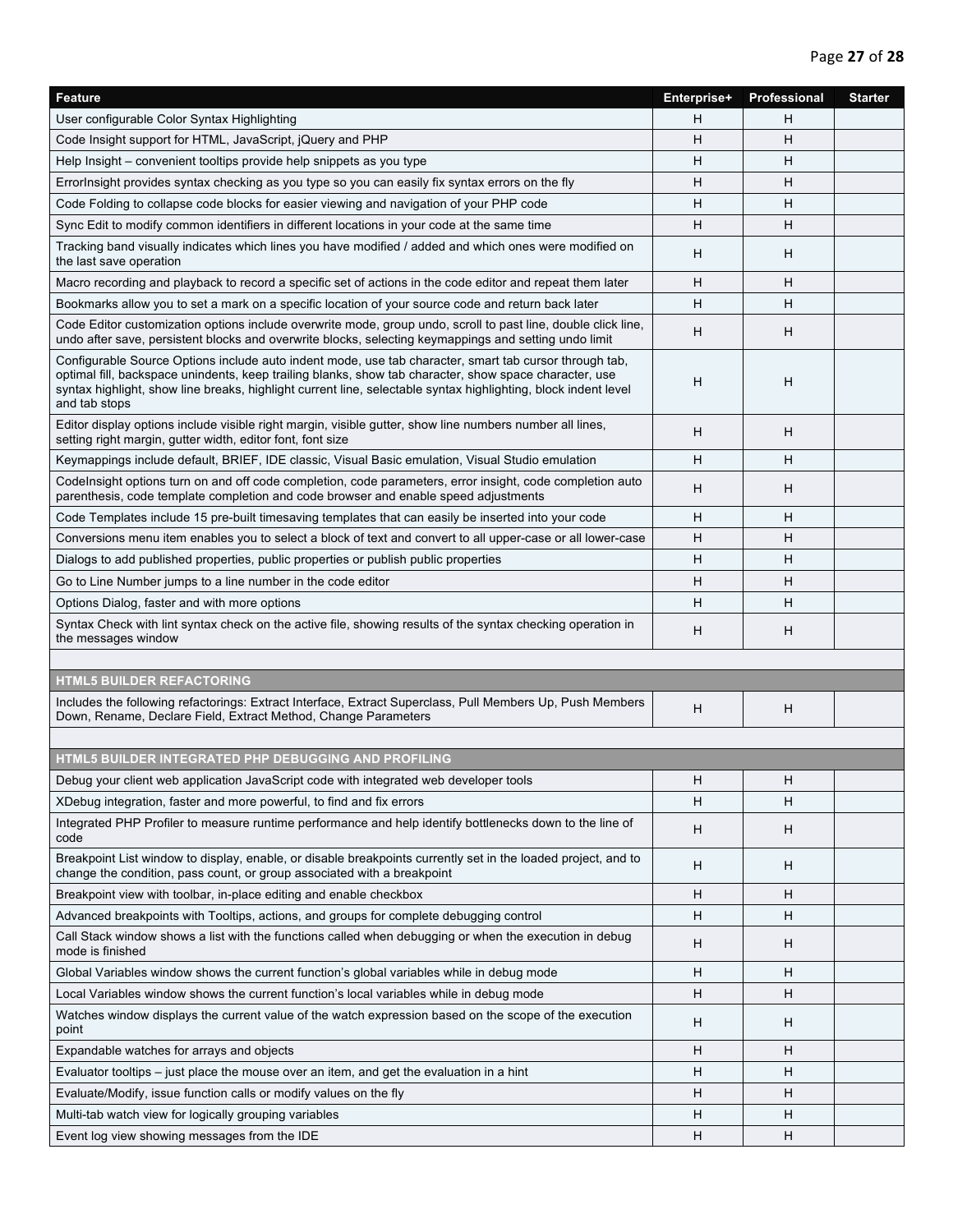| Feature | Enterprise+ | Professional | Starter |
|---|---|---|---|
| User configurable Color Syntax Highlighting | H | H | |
| Code Insight support for HTML, JavaScript, jQuery and PHP | H | H | |
| Help Insight – convenient tooltips provide help snippets as you type | H | H | |
| ErrorInsight provides syntax checking as you type so you can easily fix syntax errors on the fly | H | H | |
| Code Folding to collapse code blocks for easier viewing and navigation of your PHP code | H | H | |
| Sync Edit to modify common identifiers in different locations in your code at the same time | H | H | |
| Tracking band visually indicates which lines you have modified / added and which ones were modified on the last save operation | H | H | |
| Macro recording and playback to record a specific set of actions in the code editor and repeat them later | H | H | |
| Bookmarks allow you to set a mark on a specific location of your source code and return back later | H | H | |
| Code Editor customization options include overwrite mode, group undo, scroll to past line, double click line, undo after save, persistent blocks and overwrite blocks, selecting keymappings and setting undo limit | H | H | |
| Configurable Source Options include auto indent mode, use tab character, smart tab cursor through tab, optimal fill, backspace unindents, keep trailing blanks, show tab character, show space character, use syntax highlight, show line breaks, highlight current line, selectable syntax highlighting, block indent level and tab stops | H | H | |
| Editor display options include visible right margin, visible gutter, show line numbers number all lines, setting right margin, gutter width, editor font, font size | H | H | |
| Keymappings include default, BRIEF, IDE classic, Visual Basic emulation, Visual Studio emulation | H | H | |
| CodeInsight options turn on and off code completion, code parameters, error insight, code completion auto parenthesis, code template completion and code browser and enable speed adjustments | H | H | |
| Code Templates include 15 pre-built timesaving templates that can easily be inserted into your code | H | H | |
| Conversions menu item enables you to select a block of text and convert to all upper-case or all lower-case | H | H | |
| Dialogs to add published properties, public properties or publish public properties | H | H | |
| Go to Line Number jumps to a line number in the code editor | H | H | |
| Options Dialog, faster and with more options | H | H | |
| Syntax Check with lint syntax check on the active file, showing results of the syntax checking operation in the messages window | H | H | |
| | | | |
| **HTML5 BUILDER REFACTORING** | | | |
| Includes the following refactorings: Extract Interface, Extract Superclass, Pull Members Up, Push Members Down, Rename, Declare Field, Extract Method, Change Parameters | H | H | |
| | | | |
| **HTML5 BUILDER INTEGRATED PHP DEBUGGING AND PROFILING** | | | |
| Debug your client web application JavaScript code with integrated web developer tools | H | H | |
| XDebug integration, faster and more powerful, to find and fix errors | H | H | |
| Integrated PHP Profiler to measure runtime performance and help identify bottlenecks down to the line of code | H | H | |
| Breakpoint List window to display, enable, or disable breakpoints currently set in the loaded project, and to change the condition, pass count, or group associated with a breakpoint | H | H | |
| Breakpoint view with toolbar, in-place editing and enable checkbox | H | H | |
| Advanced breakpoints with Tooltips, actions, and groups for complete debugging control | H | H | |
| Call Stack window shows a list with the functions called when debugging or when the execution in debug mode is finished | H | H | |
| Global Variables window shows the current function's global variables while in debug mode | H | H | |
| Local Variables window shows the current function's local variables while in debug mode | H | H | |
| Watches window displays the current value of the watch expression based on the scope of the execution point | H | H | |
| Expandable watches for arrays and objects | H | H | |
| Evaluator tooltips – just place the mouse over an item, and get the evaluation in a hint | H | H | |
| Evaluate/Modify, issue function calls or modify values on the fly | H | H | |
| Multi-tab watch view for logically grouping variables | H | H | |
| Event log view showing messages from the IDE | H | H | |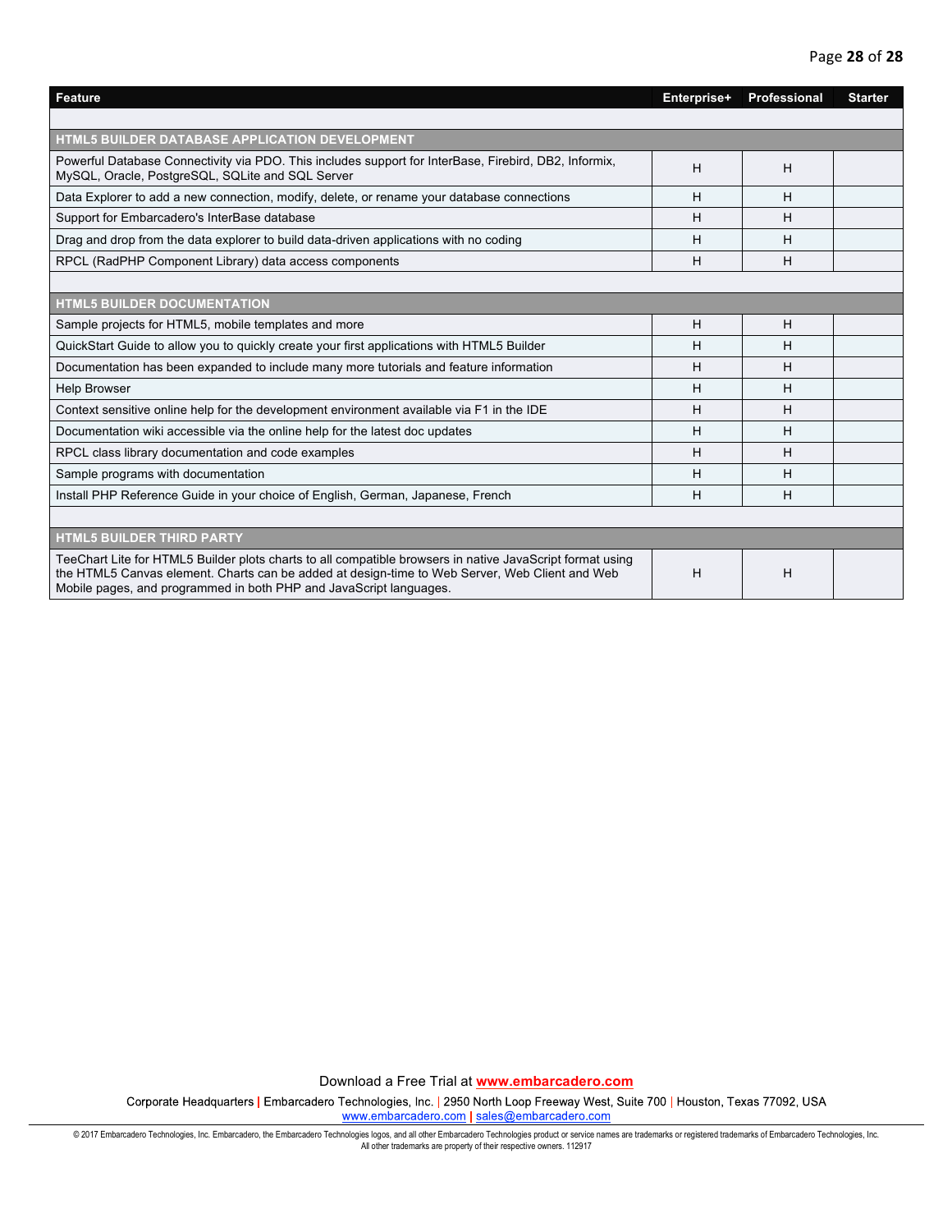| Feature | Enterprise+ | Professional | Starter |
|---|---|---|---|
| | | | |
| **HTML5 BUILDER DATABASE APPLICATION DEVELOPMENT** | | | |
| Powerful Database Connectivity via PDO. This includes support for InterBase, Firebird, DB2, Informix, MySQL, Oracle, PostgreSQL, SQLite and SQL Server | H | H | |
| Data Explorer to add a new connection, modify, delete, or rename your database connections | H | H | |
| Support for Embarcadero's InterBase database | H | H | |
| Drag and drop from the data explorer to build data-driven applications with no coding | H | H | |
| RPCL (RadPHP Component Library) data access components | H | H | |
| | | | |
| **HTML5 BUILDER DOCUMENTATION** | | | |
| Sample projects for HTML5, mobile templates and more | H | H | |
| QuickStart Guide to allow you to quickly create your first applications with HTML5 Builder | H | H | |
| Documentation has been expanded to include many more tutorials and feature information | H | H | |
| Help Browser | H | H | |
| Context sensitive online help for the development environment available via F1 in the IDE | H | H | |
| Documentation wiki accessible via the online help for the latest doc updates | H | H | |
| RPCL class library documentation and code examples | H | H | |
| Sample programs with documentation | H | H | |
| Install PHP Reference Guide in your choice of English, German, Japanese, French | H | H | |
| | | | |
| **HTML5 BUILDER THIRD PARTY** | | | |
| TeeChart Lite for HTML5 Builder plots charts to all compatible browsers in native JavaScript format using the HTML5 Canvas element. Charts can be added at design-time to Web Server, Web Client and Web Mobile pages, and programmed in both PHP and JavaScript languages. | H | H | |

Download a Free Trial at **www.embarcadero.com**

Corporate Headquarters | Embarcadero Technologies, Inc. | 2950 North Loop Freeway West, Suite 700 | Houston, Texas 77092, USA
www.embarcadero.com | sales@embarcadero.com

© 2017 Embarcadero Technologies, Inc. Embarcadero, the Embarcadero Technologies logos, and all other Embarcadero Technologies product or service names are trademarks or registered trademarks of Embarcadero Technologies, Inc. All other trademarks are property of their respective owners. 112917